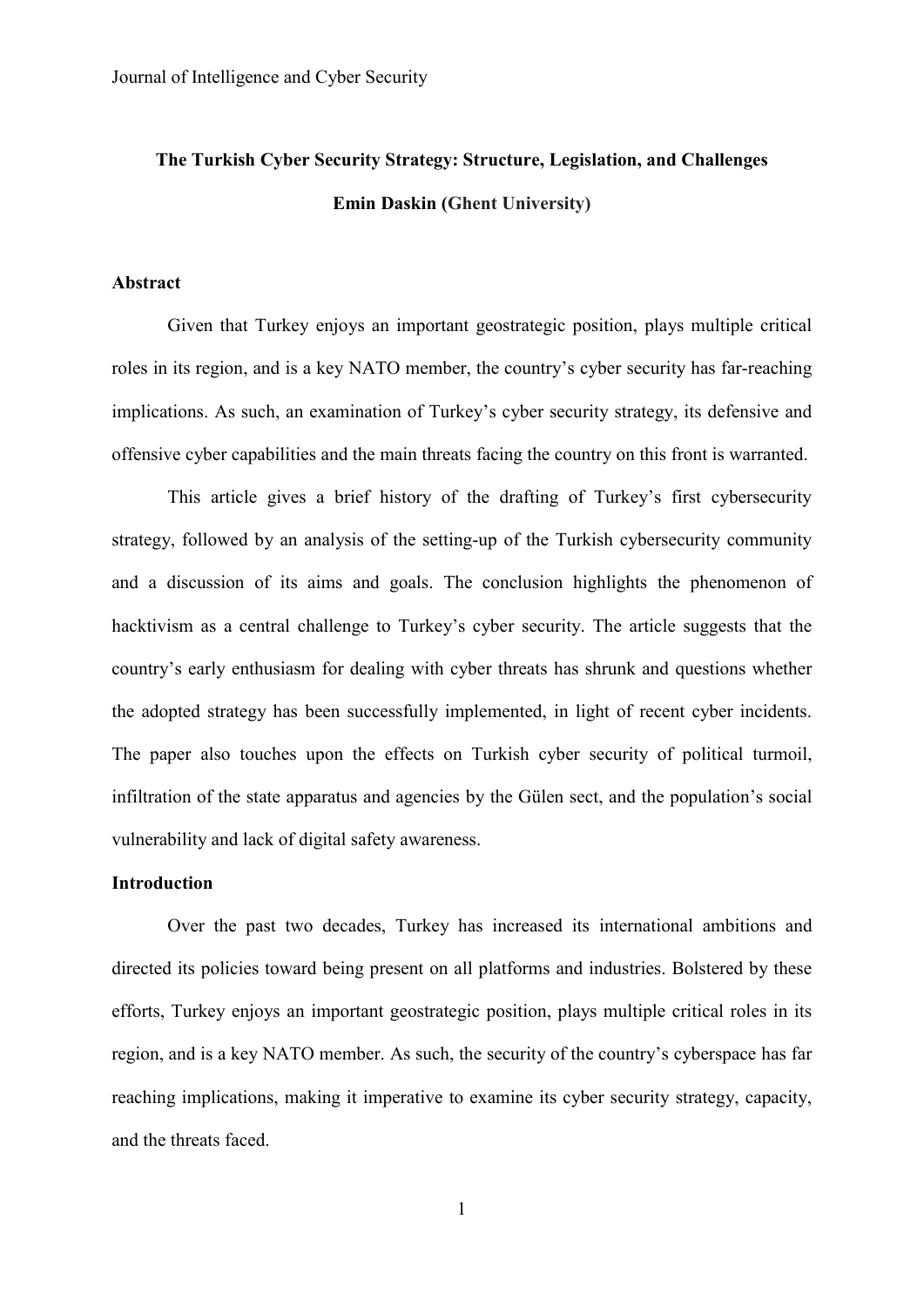Journal of Intelligence and Cyber Security

# The Turkish Cyber Security Strategy: Structure, Legislation, and Challenges

**Emin Daskin (Ghent University)**

## Abstract

Given that Turkey enjoys an important geostrategic position, plays multiple critical roles in its region, and is a key NATO member, the country's cyber security has far-reaching implications. As such, an examination of Turkey's cyber security strategy, its defensive and offensive cyber capabilities and the main threats facing the country on this front is warranted.

This article gives a brief history of the drafting of Turkey's first cybersecurity strategy, followed by an analysis of the setting-up of the Turkish cybersecurity community and a discussion of its aims and goals. The conclusion highlights the phenomenon of hacktivism as a central challenge to Turkey's cyber security. The article suggests that the country's early enthusiasm for dealing with cyber threats has shrunk and questions whether the adopted strategy has been successfully implemented, in light of recent cyber incidents. The paper also touches upon the effects on Turkish cyber security of political turmoil, infiltration of the state apparatus and agencies by the Gülen sect, and the population's social vulnerability and lack of digital safety awareness.

## Introduction

Over the past two decades, Turkey has increased its international ambitions and directed its policies toward being present on all platforms and industries. Bolstered by these efforts, Turkey enjoys an important geostrategic position, plays multiple critical roles in its region, and is a key NATO member. As such, the security of the country's cyberspace has far reaching implications, making it imperative to examine its cyber security strategy, capacity, and the threats faced.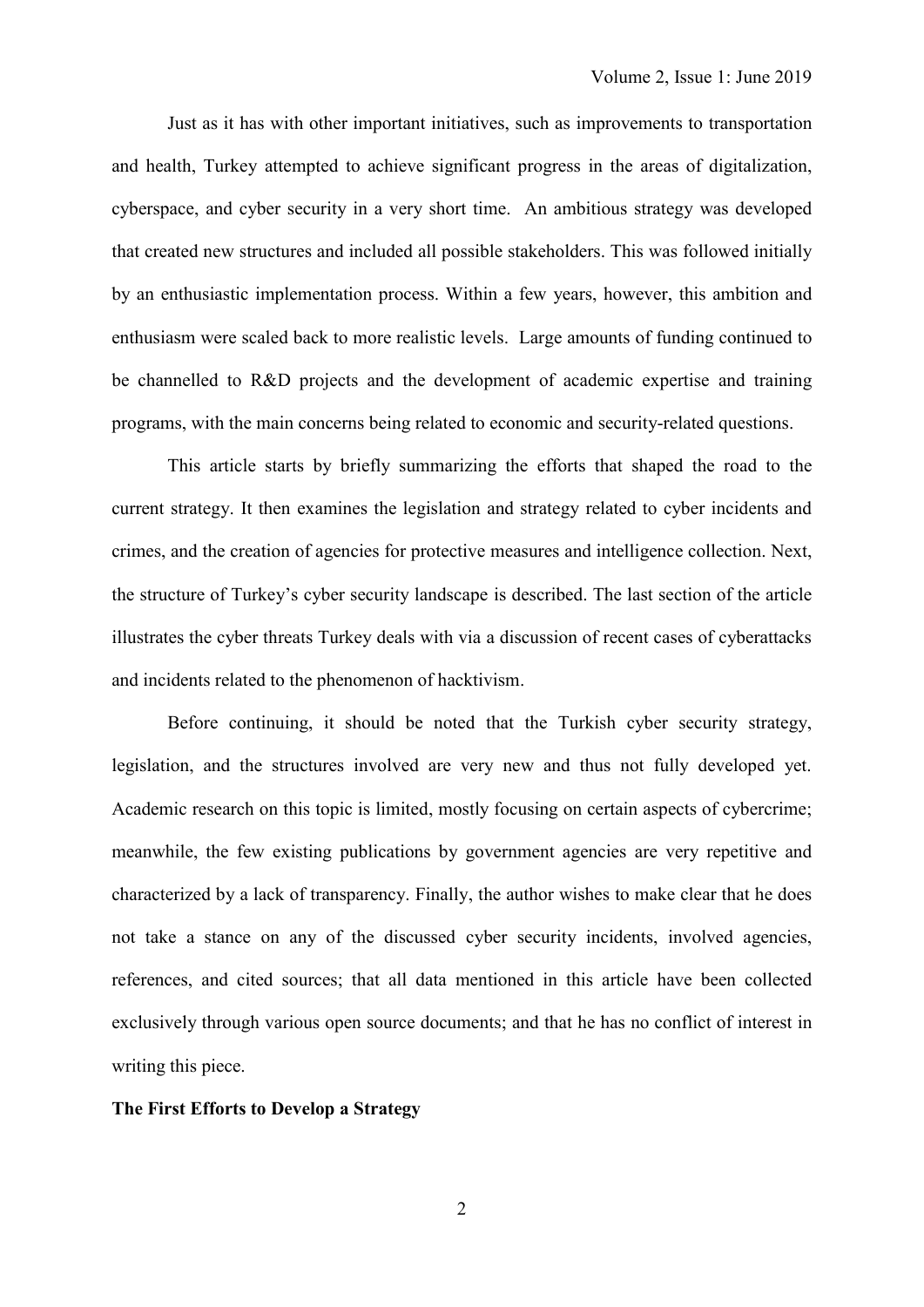Just as it has with other important initiatives, such as improvements to transportation and health, Turkey attempted to achieve significant progress in the areas of digitalization, cyberspace, and cyber security in a very short time. An ambitious strategy was developed that created new structures and included all possible stakeholders. This was followed initially by an enthusiastic implementation process. Within a few years, however, this ambition and enthusiasm were scaled back to more realistic levels. Large amounts of funding continued to be channelled to R&D projects and the development of academic expertise and training programs, with the main concerns being related to economic and security-related questions.

This article starts by briefly summarizing the efforts that shaped the road to the current strategy. It then examines the legislation and strategy related to cyber incidents and crimes, and the creation of agencies for protective measures and intelligence collection. Next, the structure of Turkey's cyber security landscape is described. The last section of the article illustrates the cyber threats Turkey deals with via a discussion of recent cases of cyberattacks and incidents related to the phenomenon of hacktivism.

Before continuing, it should be noted that the Turkish cyber security strategy, legislation, and the structures involved are very new and thus not fully developed yet. Academic research on this topic is limited, mostly focusing on certain aspects of cybercrime; meanwhile, the few existing publications by government agencies are very repetitive and characterized by a lack of transparency. Finally, the author wishes to make clear that he does not take a stance on any of the discussed cyber security incidents, involved agencies, references, and cited sources; that all data mentioned in this article have been collected exclusively through various open source documents; and that he has no conflict of interest in writing this piece.

## The First Efforts to Develop a Strategy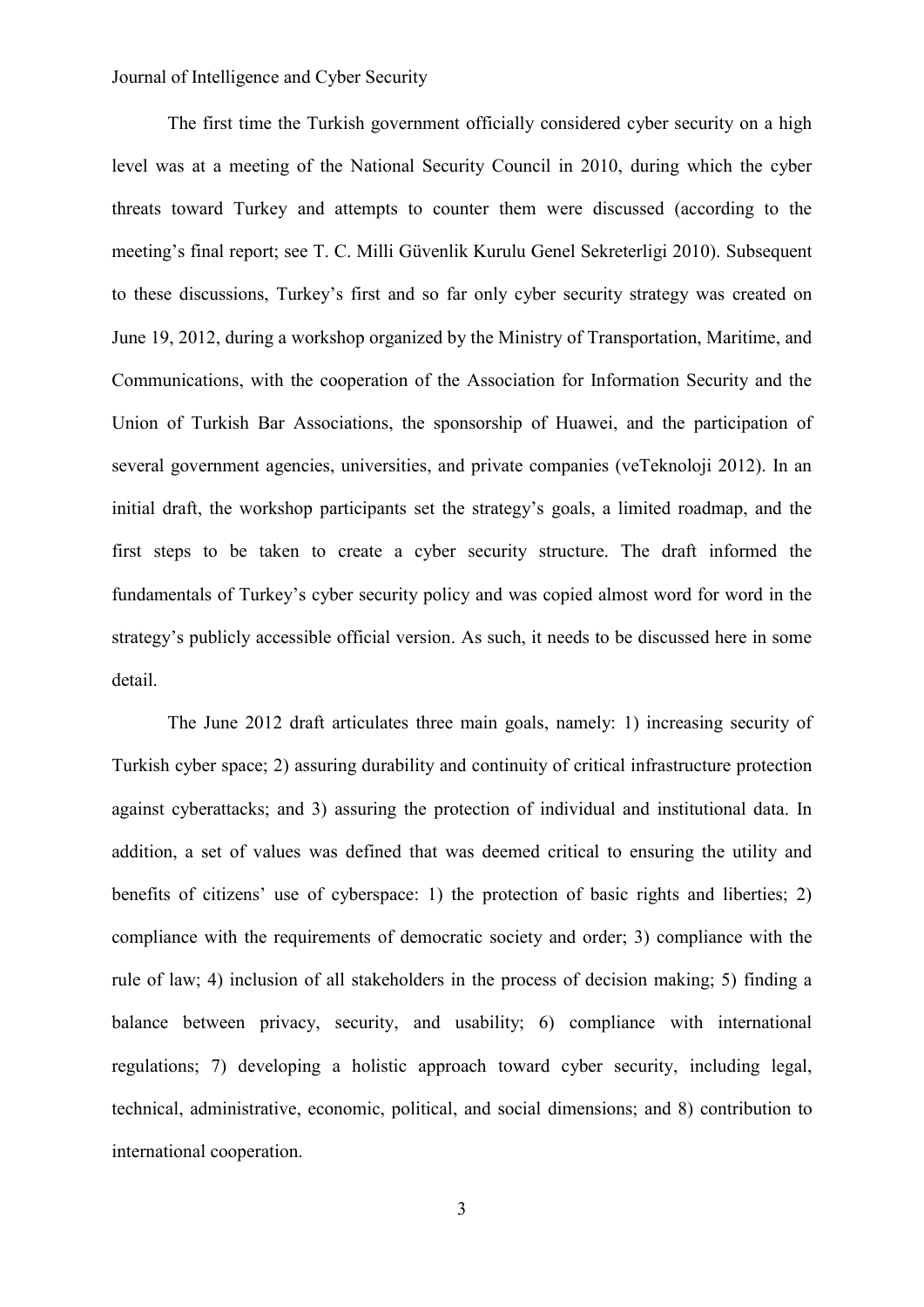The first time the Turkish government officially considered cyber security on a high level was at a meeting of the National Security Council in 2010, during which the cyber threats toward Turkey and attempts to counter them were discussed (according to the meeting's final report; see T. C. Milli Güvenlik Kurulu Genel Sekreterligi 2010). Subsequent to these discussions, Turkey's first and so far only cyber security strategy was created on June 19, 2012, during a workshop organized by the Ministry of Transportation, Maritime, and Communications, with the cooperation of the Association for Information Security and the Union of Turkish Bar Associations, the sponsorship of Huawei, and the participation of several government agencies, universities, and private companies (veTeknoloji 2012). In an initial draft, the workshop participants set the strategy's goals, a limited roadmap, and the first steps to be taken to create a cyber security structure. The draft informed the fundamentals of Turkey's cyber security policy and was copied almost word for word in the strategy's publicly accessible official version. As such, it needs to be discussed here in some detail.

The June 2012 draft articulates three main goals, namely: 1) increasing security of Turkish cyber space; 2) assuring durability and continuity of critical infrastructure protection against cyberattacks; and 3) assuring the protection of individual and institutional data. In addition, a set of values was defined that was deemed critical to ensuring the utility and benefits of citizens' use of cyberspace: 1) the protection of basic rights and liberties; 2) compliance with the requirements of democratic society and order; 3) compliance with the rule of law; 4) inclusion of all stakeholders in the process of decision making; 5) finding a balance between privacy, security, and usability; 6) compliance with international regulations; 7) developing a holistic approach toward cyber security, including legal, technical, administrative, economic, political, and social dimensions; and 8) contribution to international cooperation.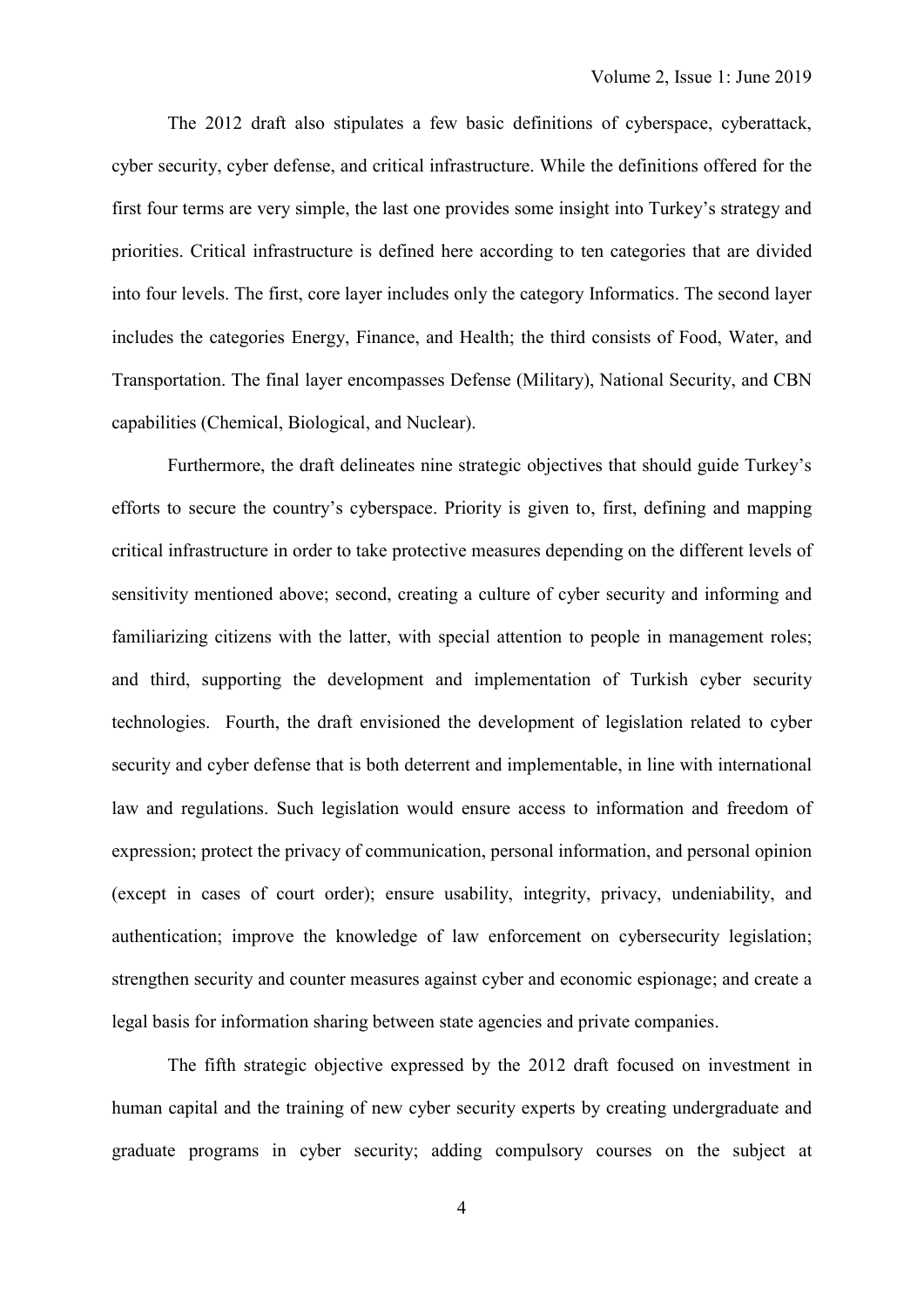The 2012 draft also stipulates a few basic definitions of cyberspace, cyberattack, cyber security, cyber defense, and critical infrastructure. While the definitions offered for the first four terms are very simple, the last one provides some insight into Turkey's strategy and priorities. Critical infrastructure is defined here according to ten categories that are divided into four levels. The first, core layer includes only the category Informatics. The second layer includes the categories Energy, Finance, and Health; the third consists of Food, Water, and Transportation. The final layer encompasses Defense (Military), National Security, and CBN capabilities (Chemical, Biological, and Nuclear).

Furthermore, the draft delineates nine strategic objectives that should guide Turkey's efforts to secure the country's cyberspace. Priority is given to, first, defining and mapping critical infrastructure in order to take protective measures depending on the different levels of sensitivity mentioned above; second, creating a culture of cyber security and informing and familiarizing citizens with the latter, with special attention to people in management roles; and third, supporting the development and implementation of Turkish cyber security technologies. Fourth, the draft envisioned the development of legislation related to cyber security and cyber defense that is both deterrent and implementable, in line with international law and regulations. Such legislation would ensure access to information and freedom of expression; protect the privacy of communication, personal information, and personal opinion (except in cases of court order); ensure usability, integrity, privacy, undeniability, and authentication; improve the knowledge of law enforcement on cybersecurity legislation; strengthen security and counter measures against cyber and economic espionage; and create a legal basis for information sharing between state agencies and private companies.

The fifth strategic objective expressed by the 2012 draft focused on investment in human capital and the training of new cyber security experts by creating undergraduate and graduate programs in cyber security; adding compulsory courses on the subject at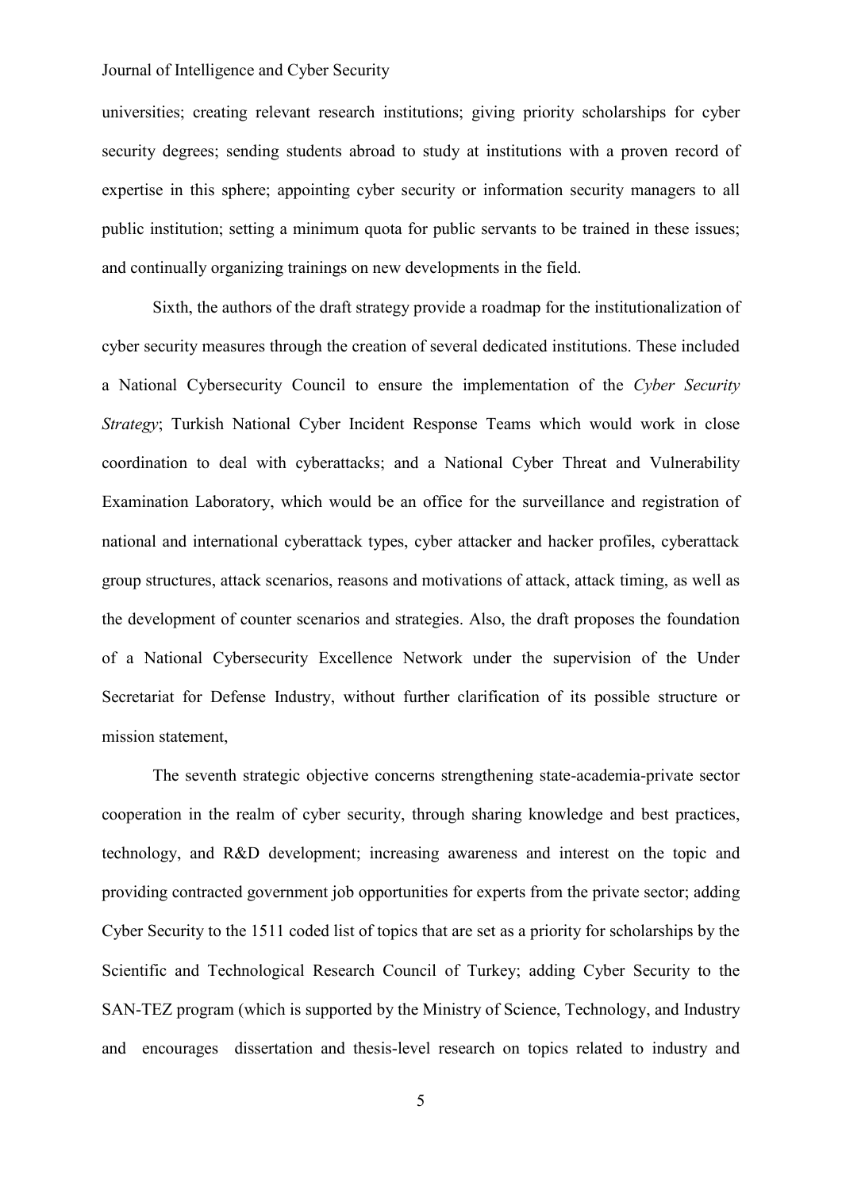universities; creating relevant research institutions; giving priority scholarships for cyber security degrees; sending students abroad to study at institutions with a proven record of expertise in this sphere; appointing cyber security or information security managers to all public institution; setting a minimum quota for public servants to be trained in these issues; and continually organizing trainings on new developments in the field.

Sixth, the authors of the draft strategy provide a roadmap for the institutionalization of cyber security measures through the creation of several dedicated institutions. These included a National Cybersecurity Council to ensure the implementation of the *Cyber Security Strategy*; Turkish National Cyber Incident Response Teams which would work in close coordination to deal with cyberattacks; and a National Cyber Threat and Vulnerability Examination Laboratory, which would be an office for the surveillance and registration of national and international cyberattack types, cyber attacker and hacker profiles, cyberattack group structures, attack scenarios, reasons and motivations of attack, attack timing, as well as the development of counter scenarios and strategies. Also, the draft proposes the foundation of a National Cybersecurity Excellence Network under the supervision of the Under Secretariat for Defense Industry, without further clarification of its possible structure or mission statement,

The seventh strategic objective concerns strengthening state-academia-private sector cooperation in the realm of cyber security, through sharing knowledge and best practices, technology, and R&D development; increasing awareness and interest on the topic and providing contracted government job opportunities for experts from the private sector; adding Cyber Security to the 1511 coded list of topics that are set as a priority for scholarships by the Scientific and Technological Research Council of Turkey; adding Cyber Security to the SAN-TEZ program (which is supported by the Ministry of Science, Technology, and Industry and encourages dissertation and thesis-level research on topics related to industry and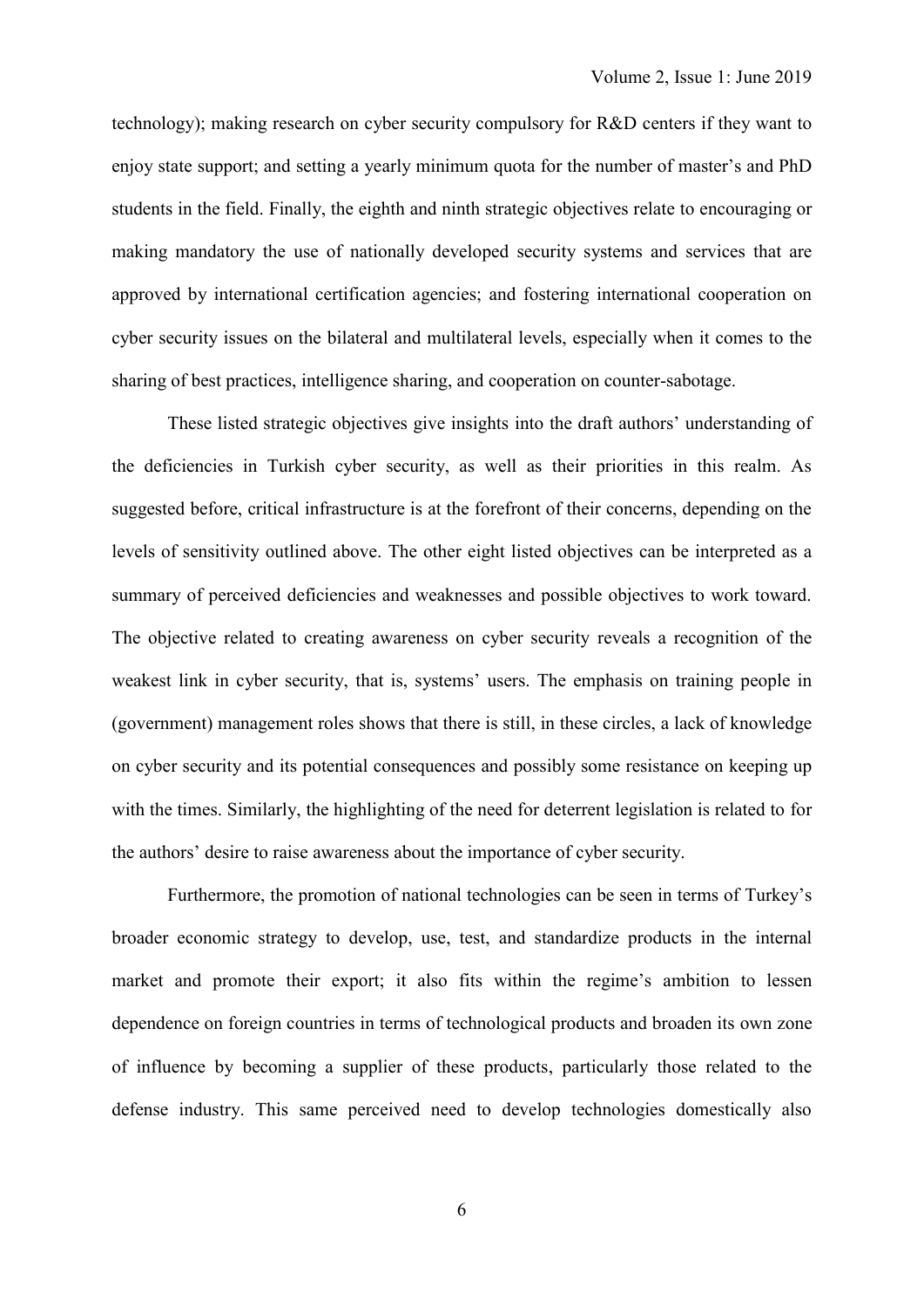technology); making research on cyber security compulsory for R&D centers if they want to enjoy state support; and setting a yearly minimum quota for the number of master's and PhD students in the field. Finally, the eighth and ninth strategic objectives relate to encouraging or making mandatory the use of nationally developed security systems and services that are approved by international certification agencies; and fostering international cooperation on cyber security issues on the bilateral and multilateral levels, especially when it comes to the sharing of best practices, intelligence sharing, and cooperation on counter-sabotage.

These listed strategic objectives give insights into the draft authors' understanding of the deficiencies in Turkish cyber security, as well as their priorities in this realm. As suggested before, critical infrastructure is at the forefront of their concerns, depending on the levels of sensitivity outlined above. The other eight listed objectives can be interpreted as a summary of perceived deficiencies and weaknesses and possible objectives to work toward. The objective related to creating awareness on cyber security reveals a recognition of the weakest link in cyber security, that is, systems' users. The emphasis on training people in (government) management roles shows that there is still, in these circles, a lack of knowledge on cyber security and its potential consequences and possibly some resistance on keeping up with the times. Similarly, the highlighting of the need for deterrent legislation is related to for the authors' desire to raise awareness about the importance of cyber security.

Furthermore, the promotion of national technologies can be seen in terms of Turkey's broader economic strategy to develop, use, test, and standardize products in the internal market and promote their export; it also fits within the regime's ambition to lessen dependence on foreign countries in terms of technological products and broaden its own zone of influence by becoming a supplier of these products, particularly those related to the defense industry. This same perceived need to develop technologies domestically also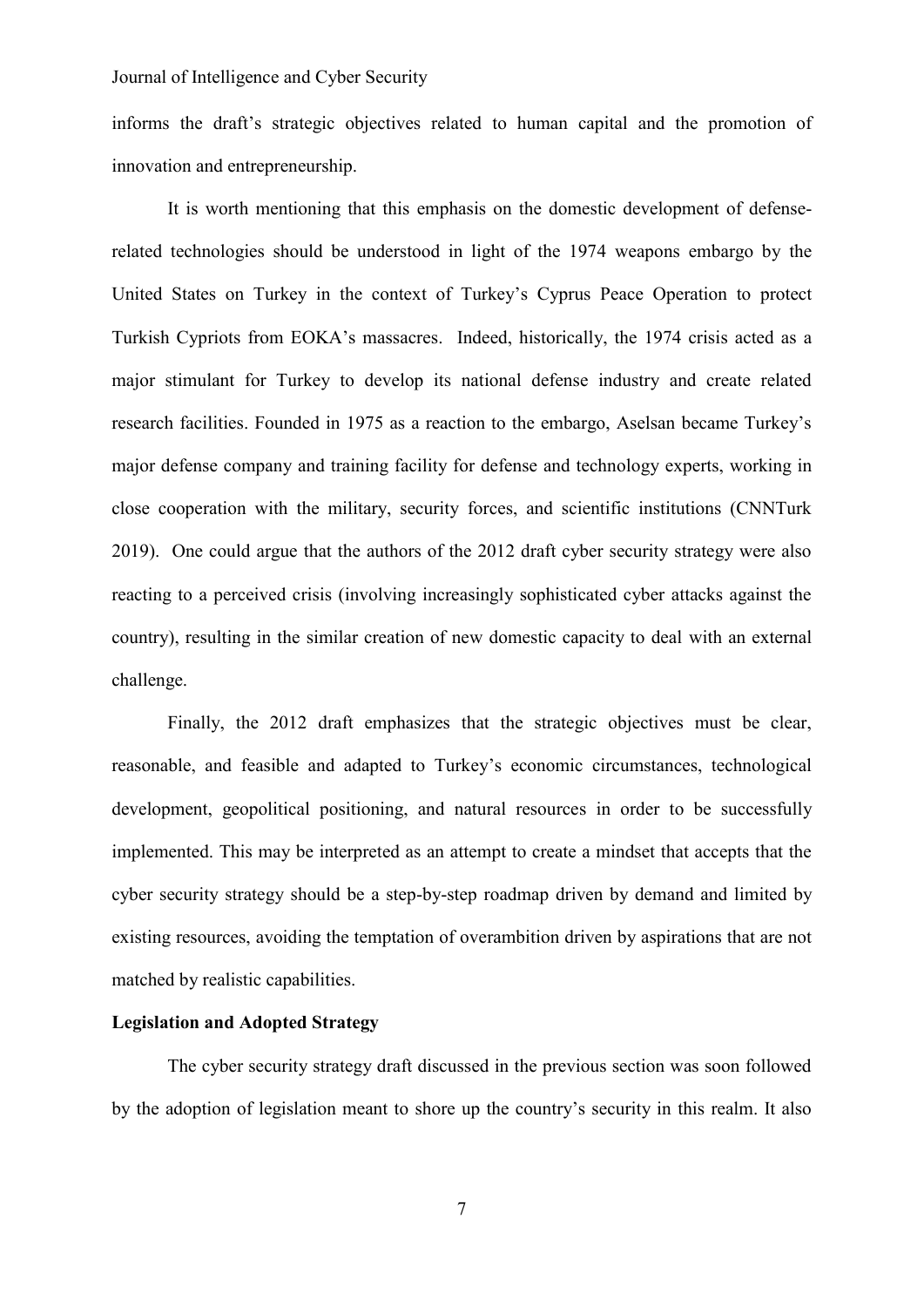informs the draft's strategic objectives related to human capital and the promotion of innovation and entrepreneurship.

It is worth mentioning that this emphasis on the domestic development of defense-related technologies should be understood in light of the 1974 weapons embargo by the United States on Turkey in the context of Turkey's Cyprus Peace Operation to protect Turkish Cypriots from EOKA's massacres. Indeed, historically, the 1974 crisis acted as a major stimulant for Turkey to develop its national defense industry and create related research facilities. Founded in 1975 as a reaction to the embargo, Aselsan became Turkey's major defense company and training facility for defense and technology experts, working in close cooperation with the military, security forces, and scientific institutions (CNNTurk 2019). One could argue that the authors of the 2012 draft cyber security strategy were also reacting to a perceived crisis (involving increasingly sophisticated cyber attacks against the country), resulting in the similar creation of new domestic capacity to deal with an external challenge.

Finally, the 2012 draft emphasizes that the strategic objectives must be clear, reasonable, and feasible and adapted to Turkey's economic circumstances, technological development, geopolitical positioning, and natural resources in order to be successfully implemented. This may be interpreted as an attempt to create a mindset that accepts that the cyber security strategy should be a step-by-step roadmap driven by demand and limited by existing resources, avoiding the temptation of overambition driven by aspirations that are not matched by realistic capabilities.

**Legislation and Adopted Strategy**

The cyber security strategy draft discussed in the previous section was soon followed by the adoption of legislation meant to shore up the country's security in this realm. It also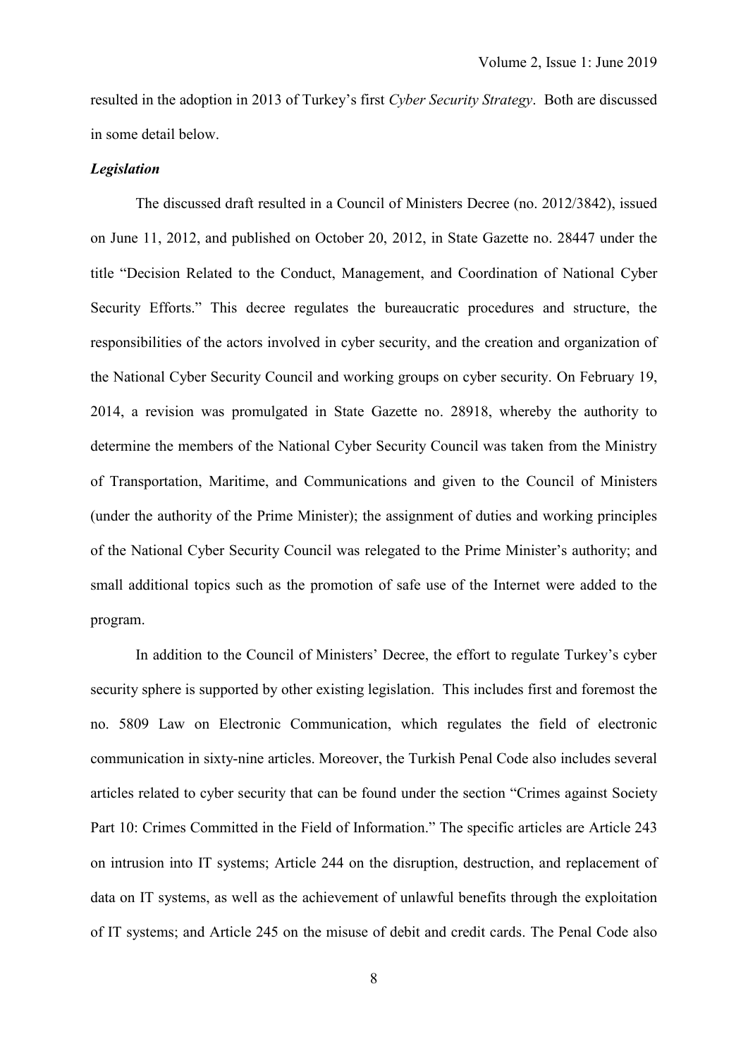resulted in the adoption in 2013 of Turkey's first *Cyber Security Strategy*. Both are discussed in some detail below.

***Legislation***

The discussed draft resulted in a Council of Ministers Decree (no. 2012/3842), issued on June 11, 2012, and published on October 20, 2012, in State Gazette no. 28447 under the title "Decision Related to the Conduct, Management, and Coordination of National Cyber Security Efforts." This decree regulates the bureaucratic procedures and structure, the responsibilities of the actors involved in cyber security, and the creation and organization of the National Cyber Security Council and working groups on cyber security. On February 19, 2014, a revision was promulgated in State Gazette no. 28918, whereby the authority to determine the members of the National Cyber Security Council was taken from the Ministry of Transportation, Maritime, and Communications and given to the Council of Ministers (under the authority of the Prime Minister); the assignment of duties and working principles of the National Cyber Security Council was relegated to the Prime Minister's authority; and small additional topics such as the promotion of safe use of the Internet were added to the program.

In addition to the Council of Ministers' Decree, the effort to regulate Turkey's cyber security sphere is supported by other existing legislation. This includes first and foremost the no. 5809 Law on Electronic Communication, which regulates the field of electronic communication in sixty-nine articles. Moreover, the Turkish Penal Code also includes several articles related to cyber security that can be found under the section "Crimes against Society Part 10: Crimes Committed in the Field of Information." The specific articles are Article 243 on intrusion into IT systems; Article 244 on the disruption, destruction, and replacement of data on IT systems, as well as the achievement of unlawful benefits through the exploitation of IT systems; and Article 245 on the misuse of debit and credit cards. The Penal Code also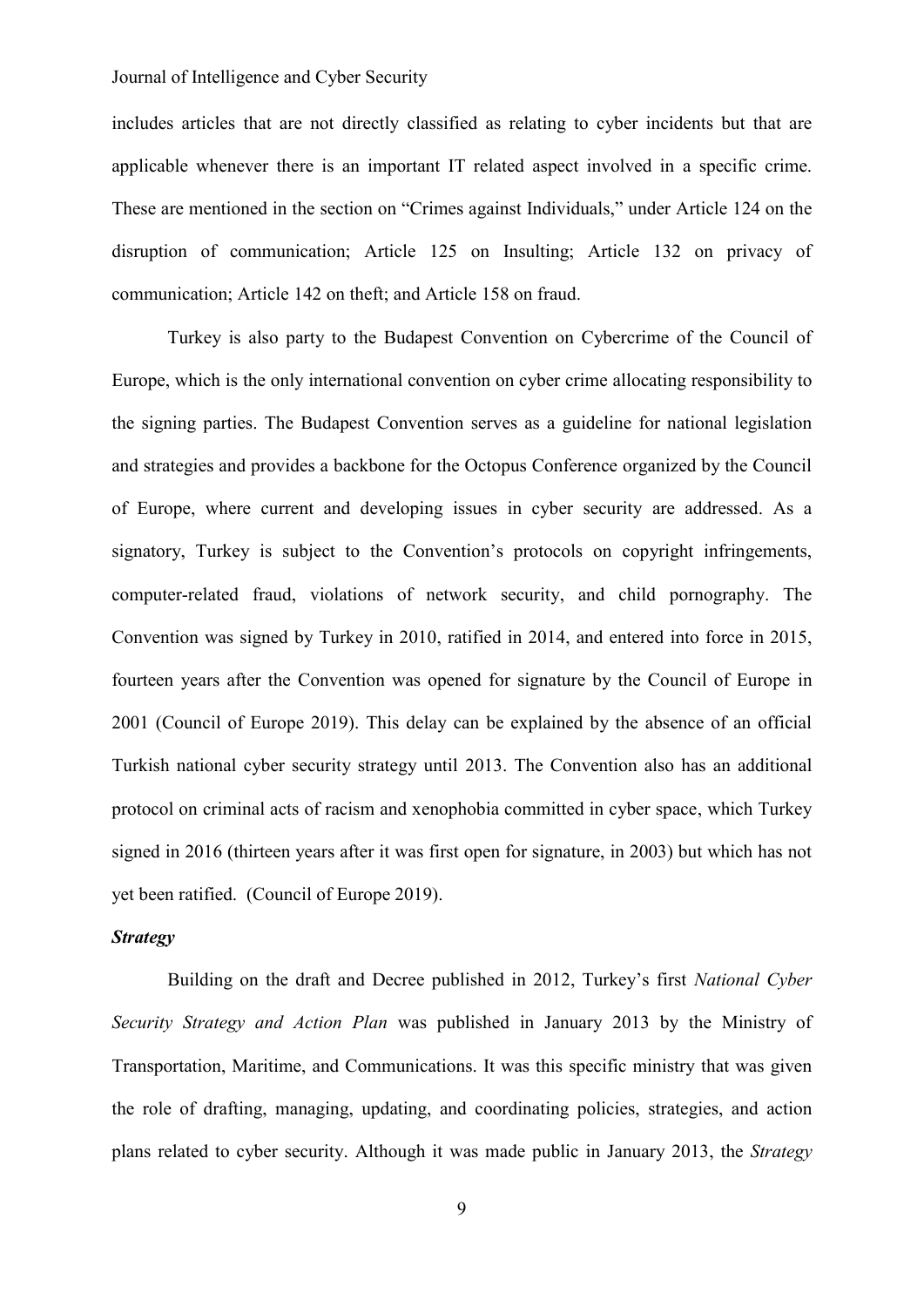includes articles that are not directly classified as relating to cyber incidents but that are applicable whenever there is an important IT related aspect involved in a specific crime. These are mentioned in the section on "Crimes against Individuals," under Article 124 on the disruption of communication; Article 125 on Insulting; Article 132 on privacy of communication; Article 142 on theft; and Article 158 on fraud.

Turkey is also party to the Budapest Convention on Cybercrime of the Council of Europe, which is the only international convention on cyber crime allocating responsibility to the signing parties. The Budapest Convention serves as a guideline for national legislation and strategies and provides a backbone for the Octopus Conference organized by the Council of Europe, where current and developing issues in cyber security are addressed. As a signatory, Turkey is subject to the Convention's protocols on copyright infringements, computer-related fraud, violations of network security, and child pornography. The Convention was signed by Turkey in 2010, ratified in 2014, and entered into force in 2015, fourteen years after the Convention was opened for signature by the Council of Europe in 2001 (Council of Europe 2019). This delay can be explained by the absence of an official Turkish national cyber security strategy until 2013. The Convention also has an additional protocol on criminal acts of racism and xenophobia committed in cyber space, which Turkey signed in 2016 (thirteen years after it was first open for signature, in 2003) but which has not yet been ratified. (Council of Europe 2019).

***Strategy***

Building on the draft and Decree published in 2012, Turkey's first *National Cyber Security Strategy and Action Plan* was published in January 2013 by the Ministry of Transportation, Maritime, and Communications. It was this specific ministry that was given the role of drafting, managing, updating, and coordinating policies, strategies, and action plans related to cyber security. Although it was made public in January 2013, the *Strategy*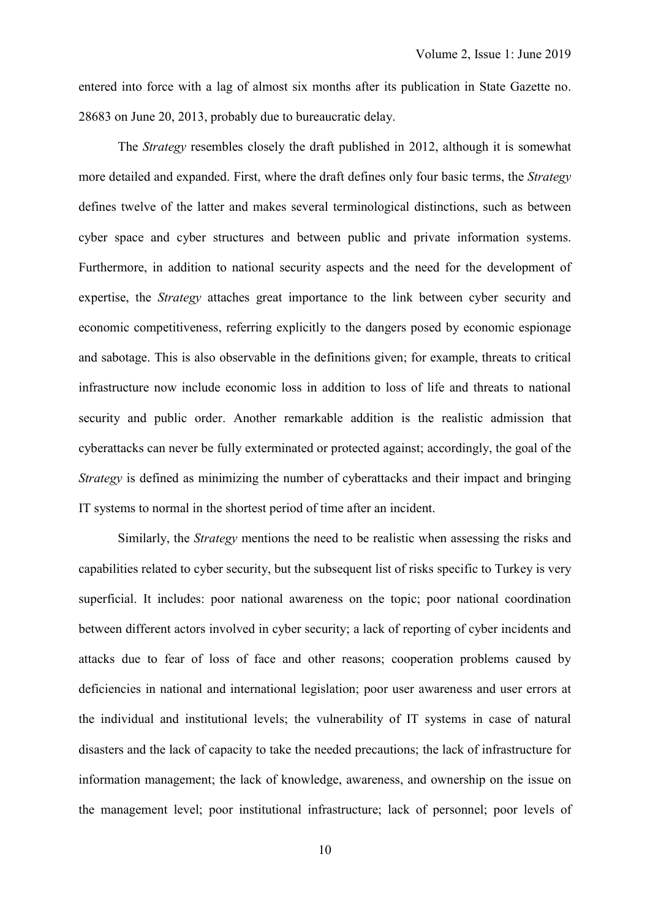entered into force with a lag of almost six months after its publication in State Gazette no. 28683 on June 20, 2013, probably due to bureaucratic delay.

The *Strategy* resembles closely the draft published in 2012, although it is somewhat more detailed and expanded. First, where the draft defines only four basic terms, the *Strategy* defines twelve of the latter and makes several terminological distinctions, such as between cyber space and cyber structures and between public and private information systems. Furthermore, in addition to national security aspects and the need for the development of expertise, the *Strategy* attaches great importance to the link between cyber security and economic competitiveness, referring explicitly to the dangers posed by economic espionage and sabotage. This is also observable in the definitions given; for example, threats to critical infrastructure now include economic loss in addition to loss of life and threats to national security and public order. Another remarkable addition is the realistic admission that cyberattacks can never be fully exterminated or protected against; accordingly, the goal of the *Strategy* is defined as minimizing the number of cyberattacks and their impact and bringing IT systems to normal in the shortest period of time after an incident.

Similarly, the *Strategy* mentions the need to be realistic when assessing the risks and capabilities related to cyber security, but the subsequent list of risks specific to Turkey is very superficial. It includes: poor national awareness on the topic; poor national coordination between different actors involved in cyber security; a lack of reporting of cyber incidents and attacks due to fear of loss of face and other reasons; cooperation problems caused by deficiencies in national and international legislation; poor user awareness and user errors at the individual and institutional levels; the vulnerability of IT systems in case of natural disasters and the lack of capacity to take the needed precautions; the lack of infrastructure for information management; the lack of knowledge, awareness, and ownership on the issue on the management level; poor institutional infrastructure; lack of personnel; poor levels of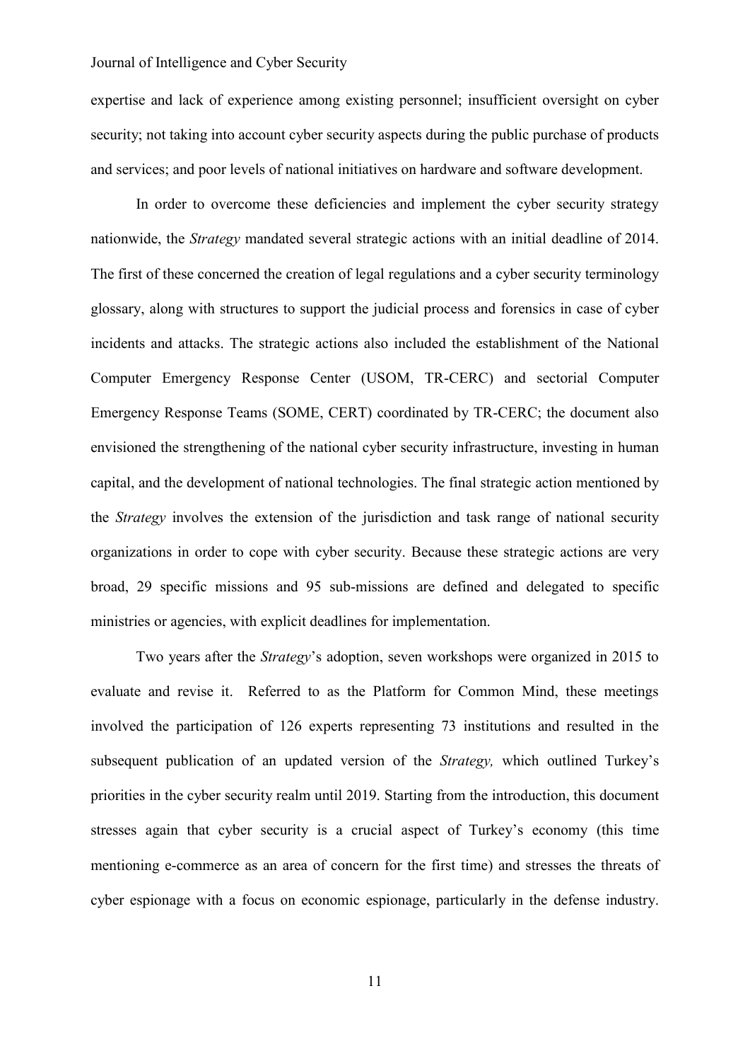expertise and lack of experience among existing personnel; insufficient oversight on cyber security; not taking into account cyber security aspects during the public purchase of products and services; and poor levels of national initiatives on hardware and software development.

In order to overcome these deficiencies and implement the cyber security strategy nationwide, the *Strategy* mandated several strategic actions with an initial deadline of 2014. The first of these concerned the creation of legal regulations and a cyber security terminology glossary, along with structures to support the judicial process and forensics in case of cyber incidents and attacks. The strategic actions also included the establishment of the National Computer Emergency Response Center (USOM, TR-CERC) and sectorial Computer Emergency Response Teams (SOME, CERT) coordinated by TR-CERC; the document also envisioned the strengthening of the national cyber security infrastructure, investing in human capital, and the development of national technologies. The final strategic action mentioned by the *Strategy* involves the extension of the jurisdiction and task range of national security organizations in order to cope with cyber security. Because these strategic actions are very broad, 29 specific missions and 95 sub-missions are defined and delegated to specific ministries or agencies, with explicit deadlines for implementation.

Two years after the *Strategy*'s adoption, seven workshops were organized in 2015 to evaluate and revise it. Referred to as the Platform for Common Mind, these meetings involved the participation of 126 experts representing 73 institutions and resulted in the subsequent publication of an updated version of the *Strategy,* which outlined Turkey's priorities in the cyber security realm until 2019. Starting from the introduction, this document stresses again that cyber security is a crucial aspect of Turkey's economy (this time mentioning e-commerce as an area of concern for the first time) and stresses the threats of cyber espionage with a focus on economic espionage, particularly in the defense industry.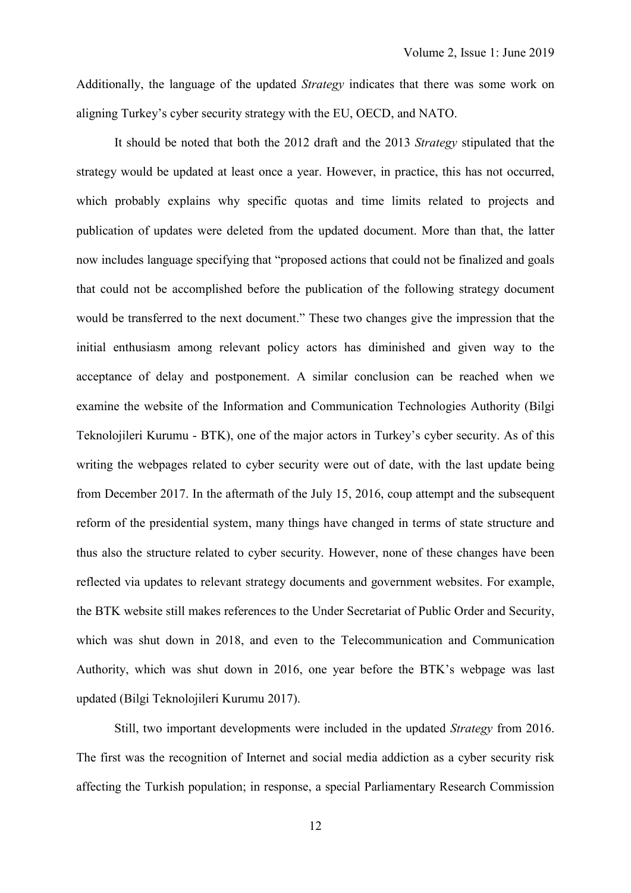Additionally, the language of the updated *Strategy* indicates that there was some work on aligning Turkey's cyber security strategy with the EU, OECD, and NATO.

It should be noted that both the 2012 draft and the 2013 *Strategy* stipulated that the strategy would be updated at least once a year. However, in practice, this has not occurred, which probably explains why specific quotas and time limits related to projects and publication of updates were deleted from the updated document. More than that, the latter now includes language specifying that "proposed actions that could not be finalized and goals that could not be accomplished before the publication of the following strategy document would be transferred to the next document." These two changes give the impression that the initial enthusiasm among relevant policy actors has diminished and given way to the acceptance of delay and postponement. A similar conclusion can be reached when we examine the website of the Information and Communication Technologies Authority (Bilgi Teknolojileri Kurumu - BTK), one of the major actors in Turkey's cyber security. As of this writing the webpages related to cyber security were out of date, with the last update being from December 2017. In the aftermath of the July 15, 2016, coup attempt and the subsequent reform of the presidential system, many things have changed in terms of state structure and thus also the structure related to cyber security. However, none of these changes have been reflected via updates to relevant strategy documents and government websites. For example, the BTK website still makes references to the Under Secretariat of Public Order and Security, which was shut down in 2018, and even to the Telecommunication and Communication Authority, which was shut down in 2016, one year before the BTK's webpage was last updated (Bilgi Teknolojileri Kurumu 2017).

Still, two important developments were included in the updated *Strategy* from 2016. The first was the recognition of Internet and social media addiction as a cyber security risk affecting the Turkish population; in response, a special Parliamentary Research Commission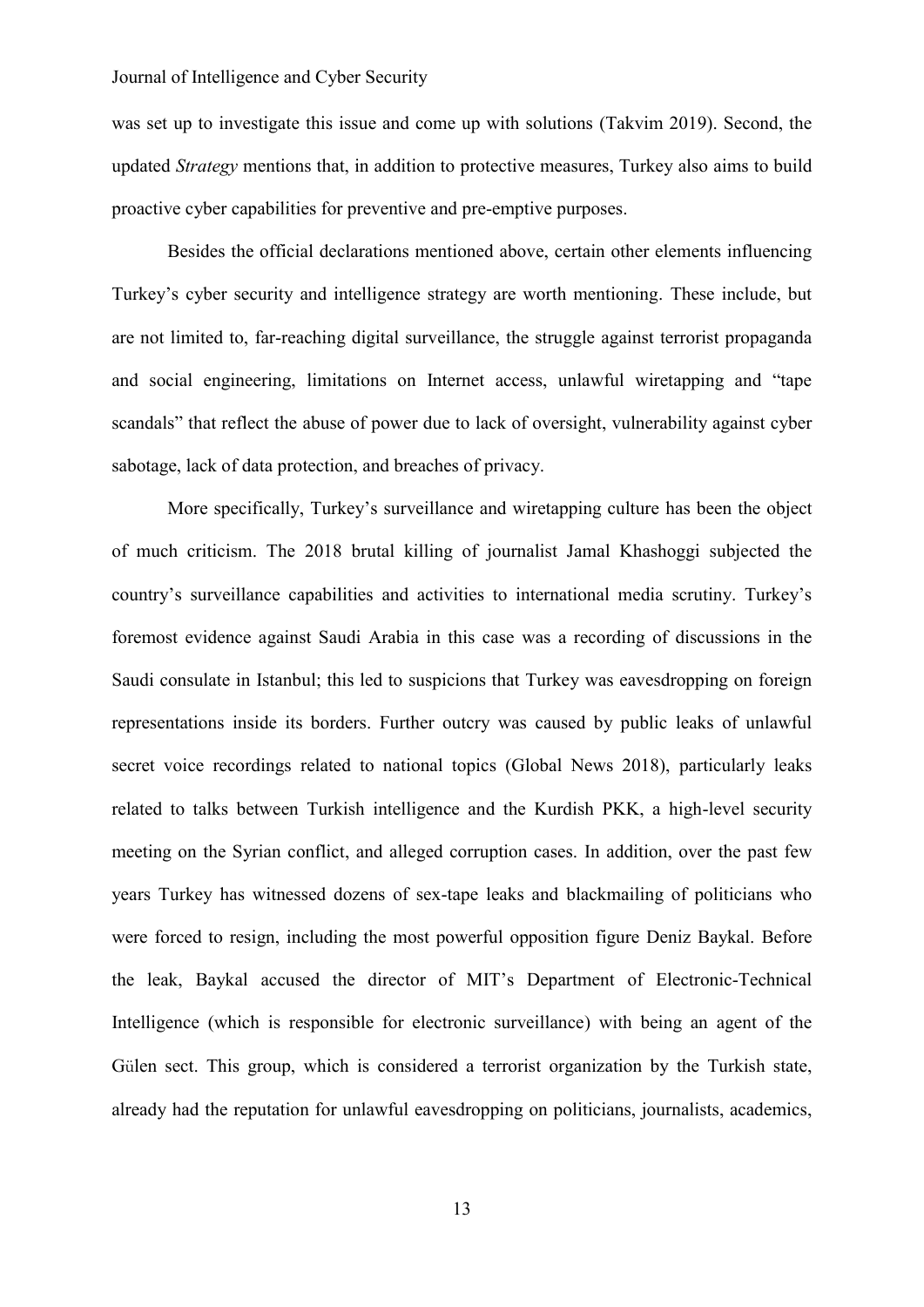was set up to investigate this issue and come up with solutions (Takvim 2019). Second, the updated *Strategy* mentions that, in addition to protective measures, Turkey also aims to build proactive cyber capabilities for preventive and pre-emptive purposes.

Besides the official declarations mentioned above, certain other elements influencing Turkey's cyber security and intelligence strategy are worth mentioning. These include, but are not limited to, far-reaching digital surveillance, the struggle against terrorist propaganda and social engineering, limitations on Internet access, unlawful wiretapping and "tape scandals" that reflect the abuse of power due to lack of oversight, vulnerability against cyber sabotage, lack of data protection, and breaches of privacy.

More specifically, Turkey's surveillance and wiretapping culture has been the object of much criticism. The 2018 brutal killing of journalist Jamal Khashoggi subjected the country's surveillance capabilities and activities to international media scrutiny. Turkey's foremost evidence against Saudi Arabia in this case was a recording of discussions in the Saudi consulate in Istanbul; this led to suspicions that Turkey was eavesdropping on foreign representations inside its borders. Further outcry was caused by public leaks of unlawful secret voice recordings related to national topics (Global News 2018), particularly leaks related to talks between Turkish intelligence and the Kurdish PKK, a high-level security meeting on the Syrian conflict, and alleged corruption cases. In addition, over the past few years Turkey has witnessed dozens of sex-tape leaks and blackmailing of politicians who were forced to resign, including the most powerful opposition figure Deniz Baykal. Before the leak, Baykal accused the director of MIT's Department of Electronic-Technical Intelligence (which is responsible for electronic surveillance) with being an agent of the Gülen sect. This group, which is considered a terrorist organization by the Turkish state, already had the reputation for unlawful eavesdropping on politicians, journalists, academics,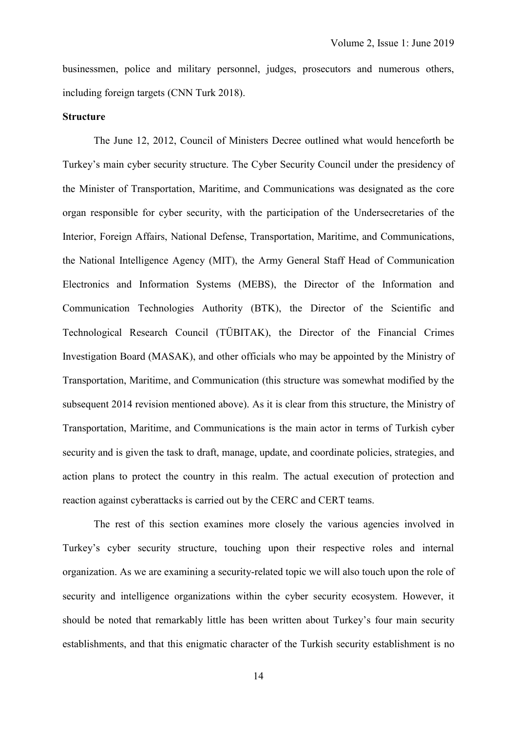businessmen, police and military personnel, judges, prosecutors and numerous others, including foreign targets (CNN Turk 2018).

**Structure**

The June 12, 2012, Council of Ministers Decree outlined what would henceforth be Turkey's main cyber security structure. The Cyber Security Council under the presidency of the Minister of Transportation, Maritime, and Communications was designated as the core organ responsible for cyber security, with the participation of the Undersecretaries of the Interior, Foreign Affairs, National Defense, Transportation, Maritime, and Communications, the National Intelligence Agency (MIT), the Army General Staff Head of Communication Electronics and Information Systems (MEBS), the Director of the Information and Communication Technologies Authority (BTK), the Director of the Scientific and Technological Research Council (TÜBITAK), the Director of the Financial Crimes Investigation Board (MASAK), and other officials who may be appointed by the Ministry of Transportation, Maritime, and Communication (this structure was somewhat modified by the subsequent 2014 revision mentioned above). As it is clear from this structure, the Ministry of Transportation, Maritime, and Communications is the main actor in terms of Turkish cyber security and is given the task to draft, manage, update, and coordinate policies, strategies, and action plans to protect the country in this realm. The actual execution of protection and reaction against cyberattacks is carried out by the CERC and CERT teams.

The rest of this section examines more closely the various agencies involved in Turkey's cyber security structure, touching upon their respective roles and internal organization. As we are examining a security-related topic we will also touch upon the role of security and intelligence organizations within the cyber security ecosystem. However, it should be noted that remarkably little has been written about Turkey's four main security establishments, and that this enigmatic character of the Turkish security establishment is no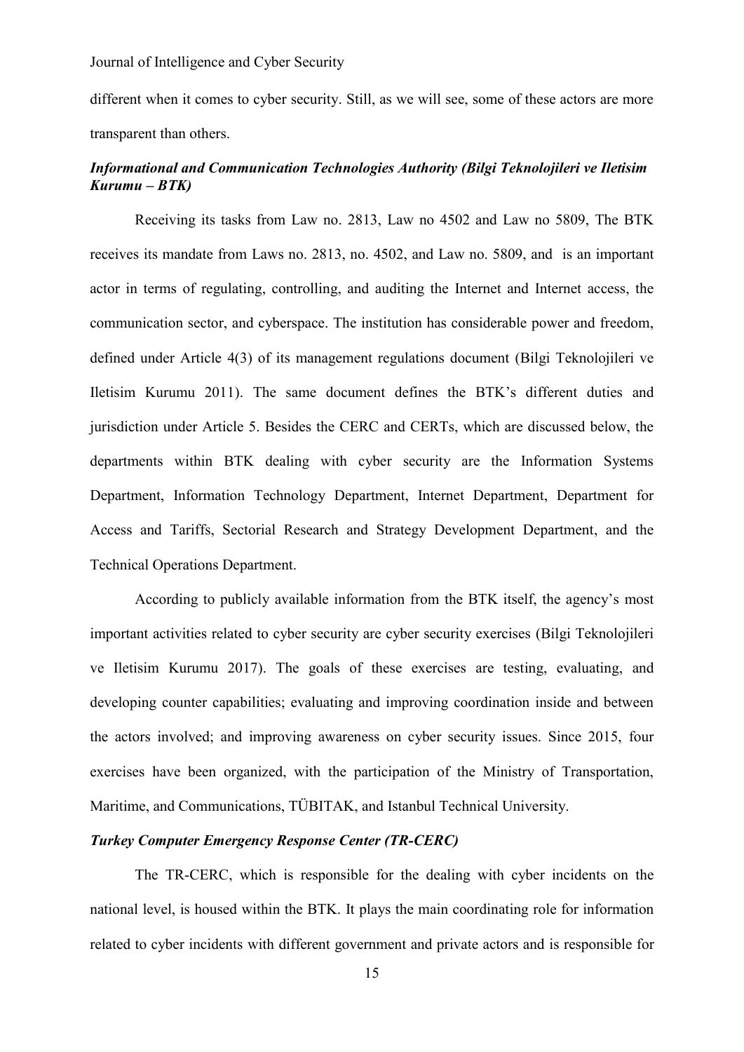different when it comes to cyber security. Still, as we will see, some of these actors are more transparent than others.

***Informational and Communication Technologies Authority (Bilgi Teknolojileri ve Iletisim Kurumu – BTK)***

Receiving its tasks from Law no. 2813, Law no 4502 and Law no 5809, The BTK receives its mandate from Laws no. 2813, no. 4502, and Law no. 5809, and is an important actor in terms of regulating, controlling, and auditing the Internet and Internet access, the communication sector, and cyberspace. The institution has considerable power and freedom, defined under Article 4(3) of its management regulations document (Bilgi Teknolojileri ve Iletisim Kurumu 2011). The same document defines the BTK's different duties and jurisdiction under Article 5. Besides the CERC and CERTs, which are discussed below, the departments within BTK dealing with cyber security are the Information Systems Department, Information Technology Department, Internet Department, Department for Access and Tariffs, Sectorial Research and Strategy Development Department, and the Technical Operations Department.

According to publicly available information from the BTK itself, the agency's most important activities related to cyber security are cyber security exercises (Bilgi Teknolojileri ve Iletisim Kurumu 2017). The goals of these exercises are testing, evaluating, and developing counter capabilities; evaluating and improving coordination inside and between the actors involved; and improving awareness on cyber security issues. Since 2015, four exercises have been organized, with the participation of the Ministry of Transportation, Maritime, and Communications, TÜBITAK, and Istanbul Technical University.

***Turkey Computer Emergency Response Center (TR-CERC)***

The TR-CERC, which is responsible for the dealing with cyber incidents on the national level, is housed within the BTK. It plays the main coordinating role for information related to cyber incidents with different government and private actors and is responsible for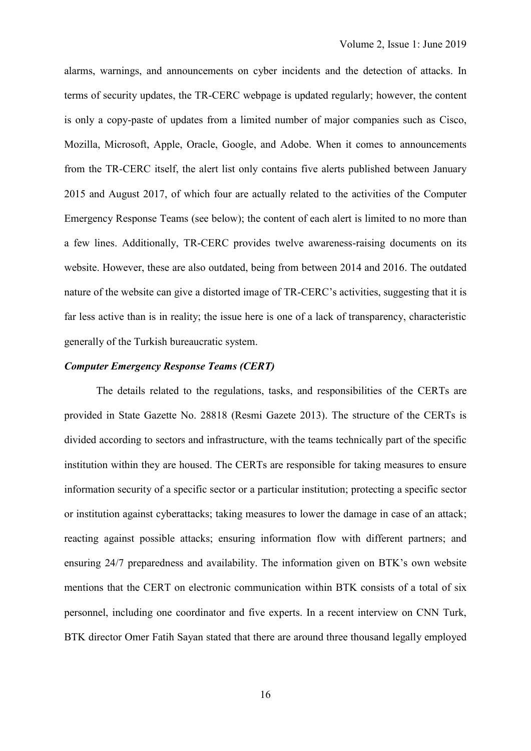alarms, warnings, and announcements on cyber incidents and the detection of attacks. In terms of security updates, the TR-CERC webpage is updated regularly; however, the content is only a copy-paste of updates from a limited number of major companies such as Cisco, Mozilla, Microsoft, Apple, Oracle, Google, and Adobe. When it comes to announcements from the TR-CERC itself, the alert list only contains five alerts published between January 2015 and August 2017, of which four are actually related to the activities of the Computer Emergency Response Teams (see below); the content of each alert is limited to no more than a few lines. Additionally, TR-CERC provides twelve awareness-raising documents on its website. However, these are also outdated, being from between 2014 and 2016. The outdated nature of the website can give a distorted image of TR-CERC's activities, suggesting that it is far less active than is in reality; the issue here is one of a lack of transparency, characteristic generally of the Turkish bureaucratic system.

***Computer Emergency Response Teams (CERT)***

The details related to the regulations, tasks, and responsibilities of the CERTs are provided in State Gazette No. 28818 (Resmi Gazete 2013). The structure of the CERTs is divided according to sectors and infrastructure, with the teams technically part of the specific institution within they are housed. The CERTs are responsible for taking measures to ensure information security of a specific sector or a particular institution; protecting a specific sector or institution against cyberattacks; taking measures to lower the damage in case of an attack; reacting against possible attacks; ensuring information flow with different partners; and ensuring 24/7 preparedness and availability. The information given on BTK's own website mentions that the CERT on electronic communication within BTK consists of a total of six personnel, including one coordinator and five experts. In a recent interview on CNN Turk, BTK director Omer Fatih Sayan stated that there are around three thousand legally employed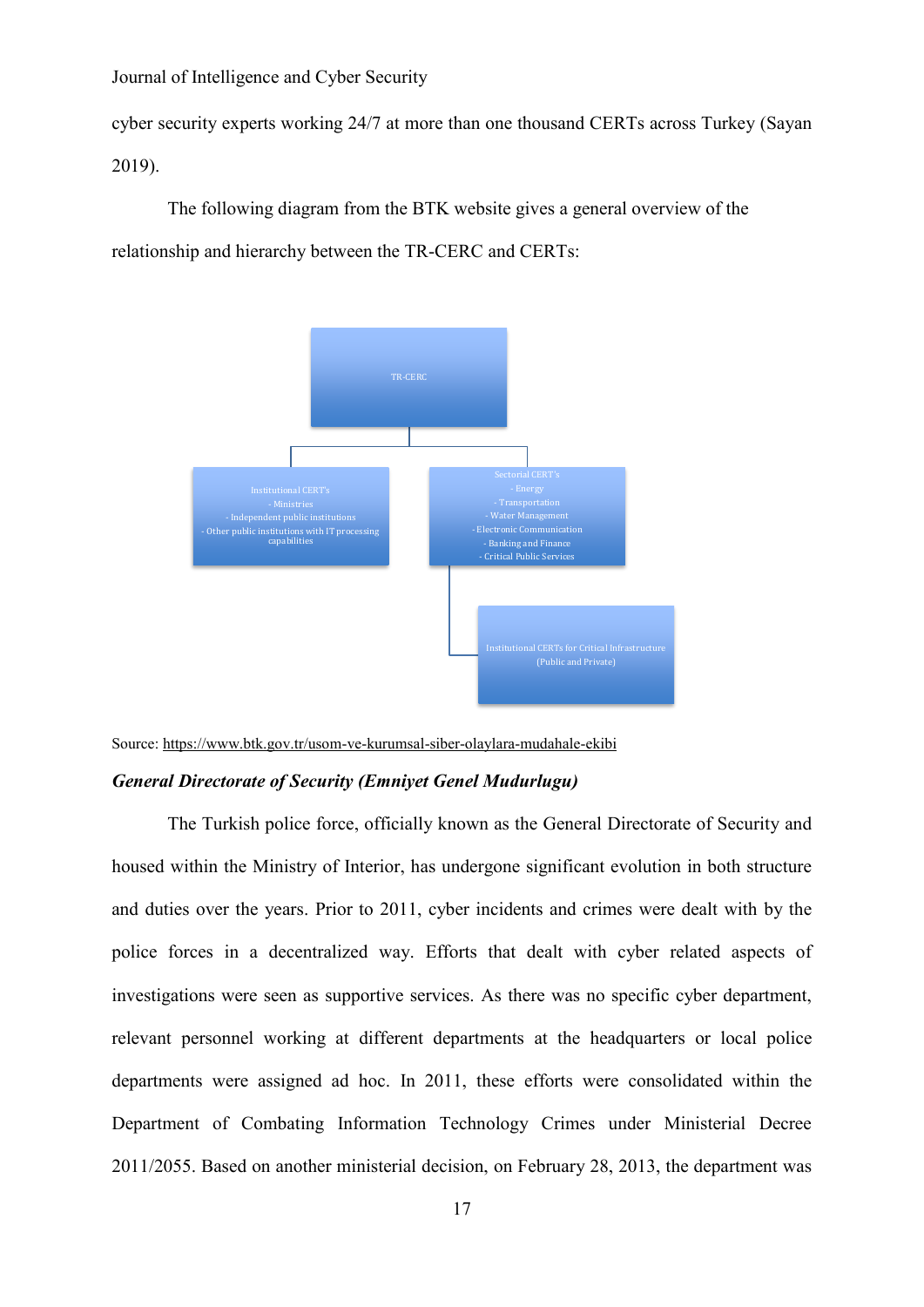cyber security experts working 24/7 at more than one thousand CERTs across Turkey (Sayan 2019).

The following diagram from the BTK website gives a general overview of the relationship and hierarchy between the TR-CERC and CERTs:

TR-CERC

Institutional CERT's
- Ministries
- Independent public institutions
- Other public institutions with IT processing capabilities

Sectorial CERT's
- Energy
- Transportation
- Water Management
- Electronic Communication
- Banking and Finance
- Critical Public Services

Institutional CERTs for Critical Infrastructure (Public and Private)

Source: https://www.btk.gov.tr/usom-ve-kurumsal-siber-olaylara-mudahale-ekibi

### *General Directorate of Security (Emniyet Genel Mudurlugu)*

The Turkish police force, officially known as the General Directorate of Security and housed within the Ministry of Interior, has undergone significant evolution in both structure and duties over the years. Prior to 2011, cyber incidents and crimes were dealt with by the police forces in a decentralized way. Efforts that dealt with cyber related aspects of investigations were seen as supportive services. As there was no specific cyber department, relevant personnel working at different departments at the headquarters or local police departments were assigned ad hoc. In 2011, these efforts were consolidated within the Department of Combating Information Technology Crimes under Ministerial Decree 2011/2055. Based on another ministerial decision, on February 28, 2013, the department was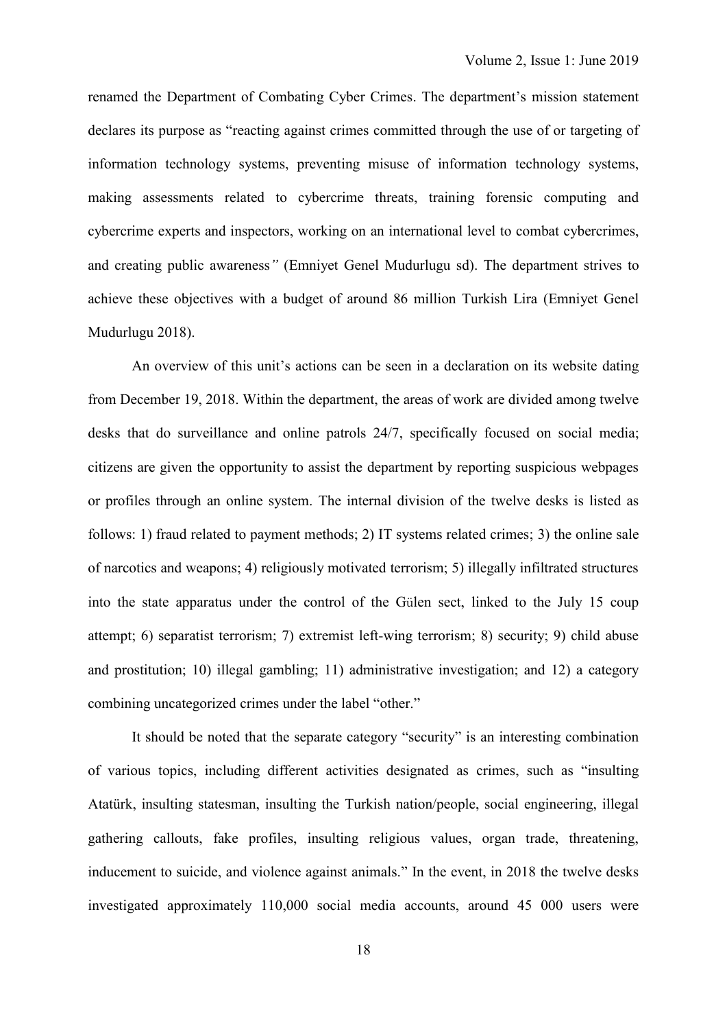renamed the Department of Combating Cyber Crimes. The department's mission statement declares its purpose as "reacting against crimes committed through the use of or targeting of information technology systems, preventing misuse of information technology systems, making assessments related to cybercrime threats, training forensic computing and cybercrime experts and inspectors, working on an international level to combat cybercrimes, and creating public awareness*"* (Emniyet Genel Mudurlugu sd). The department strives to achieve these objectives with a budget of around 86 million Turkish Lira (Emniyet Genel Mudurlugu 2018).

An overview of this unit's actions can be seen in a declaration on its website dating from December 19, 2018. Within the department, the areas of work are divided among twelve desks that do surveillance and online patrols 24/7, specifically focused on social media; citizens are given the opportunity to assist the department by reporting suspicious webpages or profiles through an online system. The internal division of the twelve desks is listed as follows: 1) fraud related to payment methods; 2) IT systems related crimes; 3) the online sale of narcotics and weapons; 4) religiously motivated terrorism; 5) illegally infiltrated structures into the state apparatus under the control of the Gülen sect, linked to the July 15 coup attempt; 6) separatist terrorism; 7) extremist left-wing terrorism; 8) security; 9) child abuse and prostitution; 10) illegal gambling; 11) administrative investigation; and 12) a category combining uncategorized crimes under the label "other."

It should be noted that the separate category "security" is an interesting combination of various topics, including different activities designated as crimes, such as "insulting Atatürk, insulting statesman, insulting the Turkish nation/people, social engineering, illegal gathering callouts, fake profiles, insulting religious values, organ trade, threatening, inducement to suicide, and violence against animals." In the event, in 2018 the twelve desks investigated approximately 110,000 social media accounts, around 45 000 users were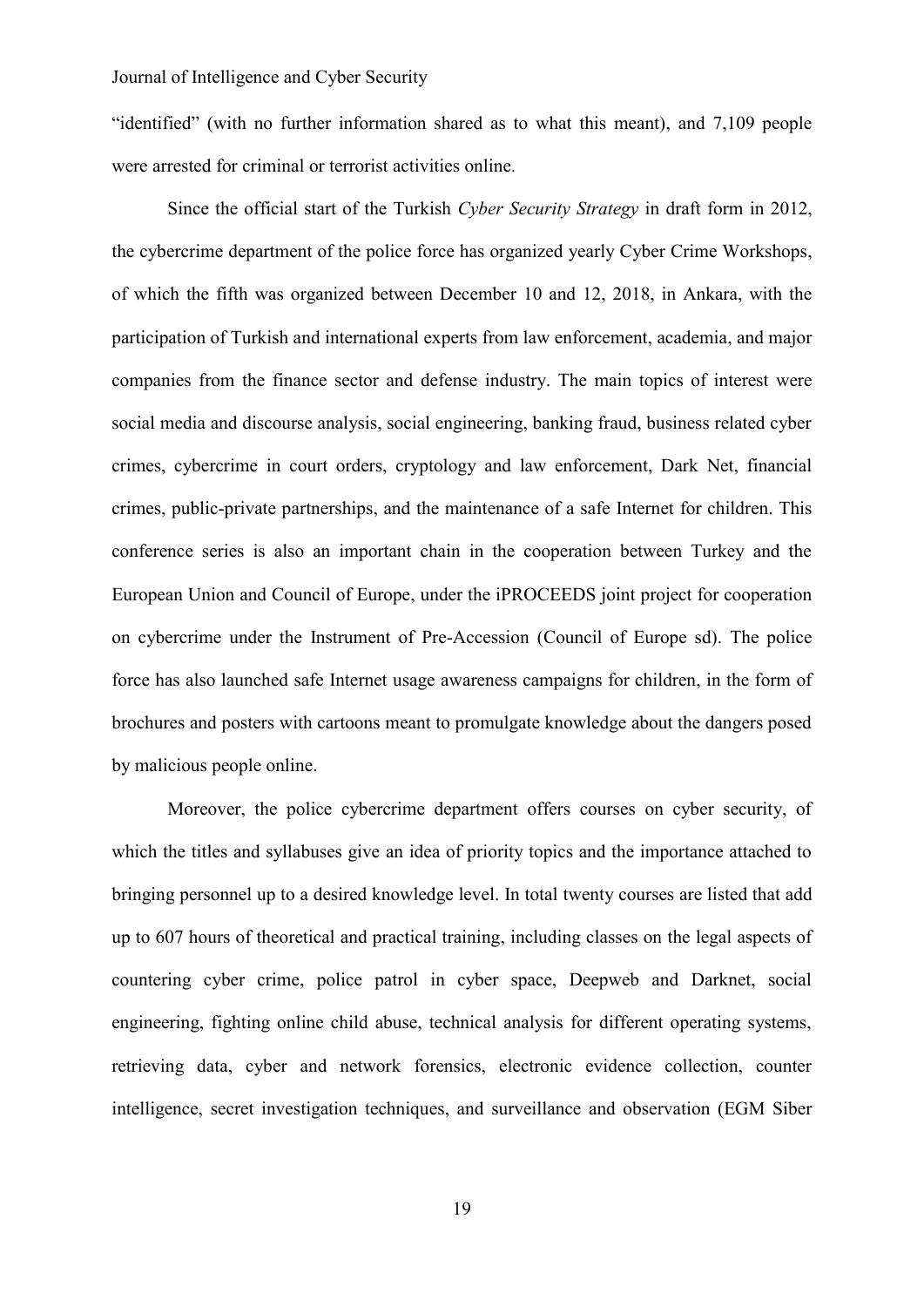"identified" (with no further information shared as to what this meant), and 7,109 people were arrested for criminal or terrorist activities online.

Since the official start of the Turkish *Cyber Security Strategy* in draft form in 2012, the cybercrime department of the police force has organized yearly Cyber Crime Workshops, of which the fifth was organized between December 10 and 12, 2018, in Ankara, with the participation of Turkish and international experts from law enforcement, academia, and major companies from the finance sector and defense industry. The main topics of interest were social media and discourse analysis, social engineering, banking fraud, business related cyber crimes, cybercrime in court orders, cryptology and law enforcement, Dark Net, financial crimes, public-private partnerships, and the maintenance of a safe Internet for children. This conference series is also an important chain in the cooperation between Turkey and the European Union and Council of Europe, under the iPROCEEDS joint project for cooperation on cybercrime under the Instrument of Pre-Accession (Council of Europe sd). The police force has also launched safe Internet usage awareness campaigns for children, in the form of brochures and posters with cartoons meant to promulgate knowledge about the dangers posed by malicious people online.

Moreover, the police cybercrime department offers courses on cyber security, of which the titles and syllabuses give an idea of priority topics and the importance attached to bringing personnel up to a desired knowledge level. In total twenty courses are listed that add up to 607 hours of theoretical and practical training, including classes on the legal aspects of countering cyber crime, police patrol in cyber space, Deepweb and Darknet, social engineering, fighting online child abuse, technical analysis for different operating systems, retrieving data, cyber and network forensics, electronic evidence collection, counter intelligence, secret investigation techniques, and surveillance and observation (EGM Siber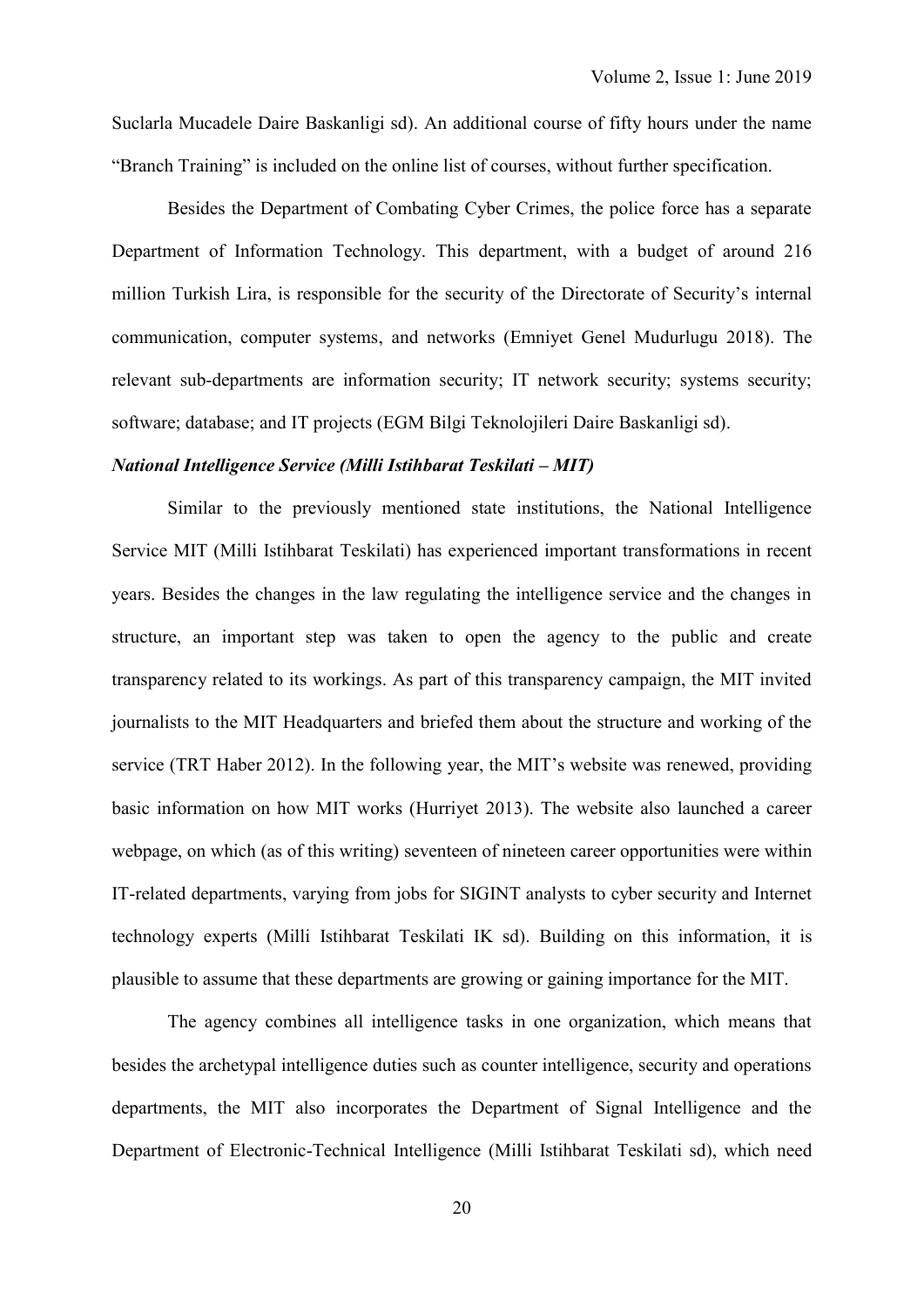Suclarla Mucadele Daire Baskanligi sd). An additional course of fifty hours under the name "Branch Training" is included on the online list of courses, without further specification.

Besides the Department of Combating Cyber Crimes, the police force has a separate Department of Information Technology. This department, with a budget of around 216 million Turkish Lira, is responsible for the security of the Directorate of Security's internal communication, computer systems, and networks (Emniyet Genel Mudurlugu 2018). The relevant sub-departments are information security; IT network security; systems security; software; database; and IT projects (EGM Bilgi Teknolojileri Daire Baskanligi sd).

***National Intelligence Service (Milli Istihbarat Teskilati – MIT)***

Similar to the previously mentioned state institutions, the National Intelligence Service MIT (Milli Istihbarat Teskilati) has experienced important transformations in recent years. Besides the changes in the law regulating the intelligence service and the changes in structure, an important step was taken to open the agency to the public and create transparency related to its workings. As part of this transparency campaign, the MIT invited journalists to the MIT Headquarters and briefed them about the structure and working of the service (TRT Haber 2012). In the following year, the MIT's website was renewed, providing basic information on how MIT works (Hurriyet 2013). The website also launched a career webpage, on which (as of this writing) seventeen of nineteen career opportunities were within IT-related departments, varying from jobs for SIGINT analysts to cyber security and Internet technology experts (Milli Istihbarat Teskilati IK sd). Building on this information, it is plausible to assume that these departments are growing or gaining importance for the MIT.

The agency combines all intelligence tasks in one organization, which means that besides the archetypal intelligence duties such as counter intelligence, security and operations departments, the MIT also incorporates the Department of Signal Intelligence and the Department of Electronic-Technical Intelligence (Milli Istihbarat Teskilati sd), which need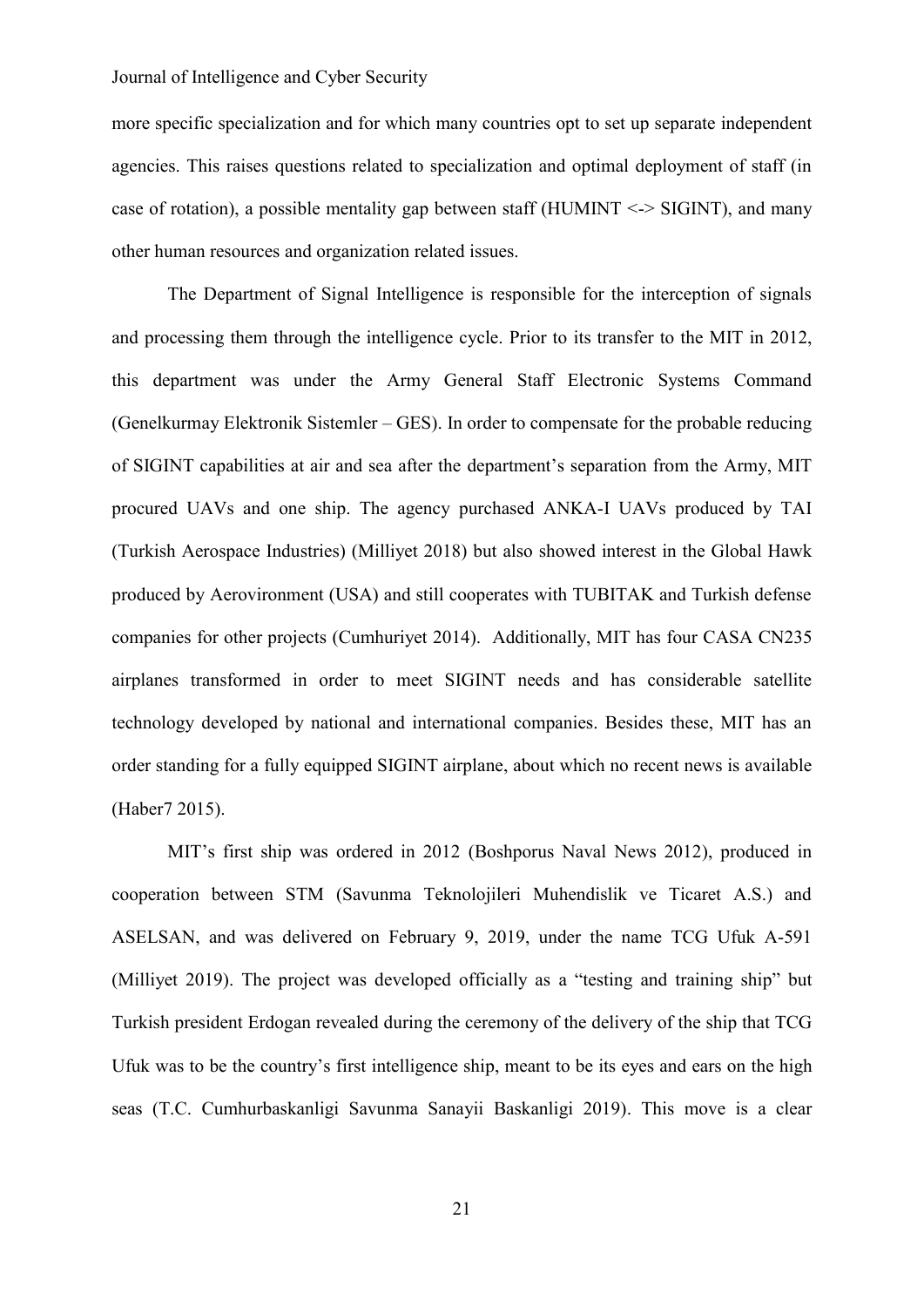more specific specialization and for which many countries opt to set up separate independent agencies. This raises questions related to specialization and optimal deployment of staff (in case of rotation), a possible mentality gap between staff (HUMINT <-> SIGINT), and many other human resources and organization related issues.

The Department of Signal Intelligence is responsible for the interception of signals and processing them through the intelligence cycle. Prior to its transfer to the MIT in 2012, this department was under the Army General Staff Electronic Systems Command (Genelkurmay Elektronik Sistemler – GES). In order to compensate for the probable reducing of SIGINT capabilities at air and sea after the department's separation from the Army, MIT procured UAVs and one ship. The agency purchased ANKA-I UAVs produced by TAI (Turkish Aerospace Industries) (Milliyet 2018) but also showed interest in the Global Hawk produced by Aerovironment (USA) and still cooperates with TUBITAK and Turkish defense companies for other projects (Cumhuriyet 2014). Additionally, MIT has four CASA CN235 airplanes transformed in order to meet SIGINT needs and has considerable satellite technology developed by national and international companies. Besides these, MIT has an order standing for a fully equipped SIGINT airplane, about which no recent news is available (Haber7 2015).

MIT's first ship was ordered in 2012 (Boshporus Naval News 2012), produced in cooperation between STM (Savunma Teknolojileri Muhendislik ve Ticaret A.S.) and ASELSAN, and was delivered on February 9, 2019, under the name TCG Ufuk A-591 (Milliyet 2019). The project was developed officially as a "testing and training ship" but Turkish president Erdogan revealed during the ceremony of the delivery of the ship that TCG Ufuk was to be the country's first intelligence ship, meant to be its eyes and ears on the high seas (T.C. Cumhurbaskanligi Savunma Sanayii Baskanligi 2019). This move is a clear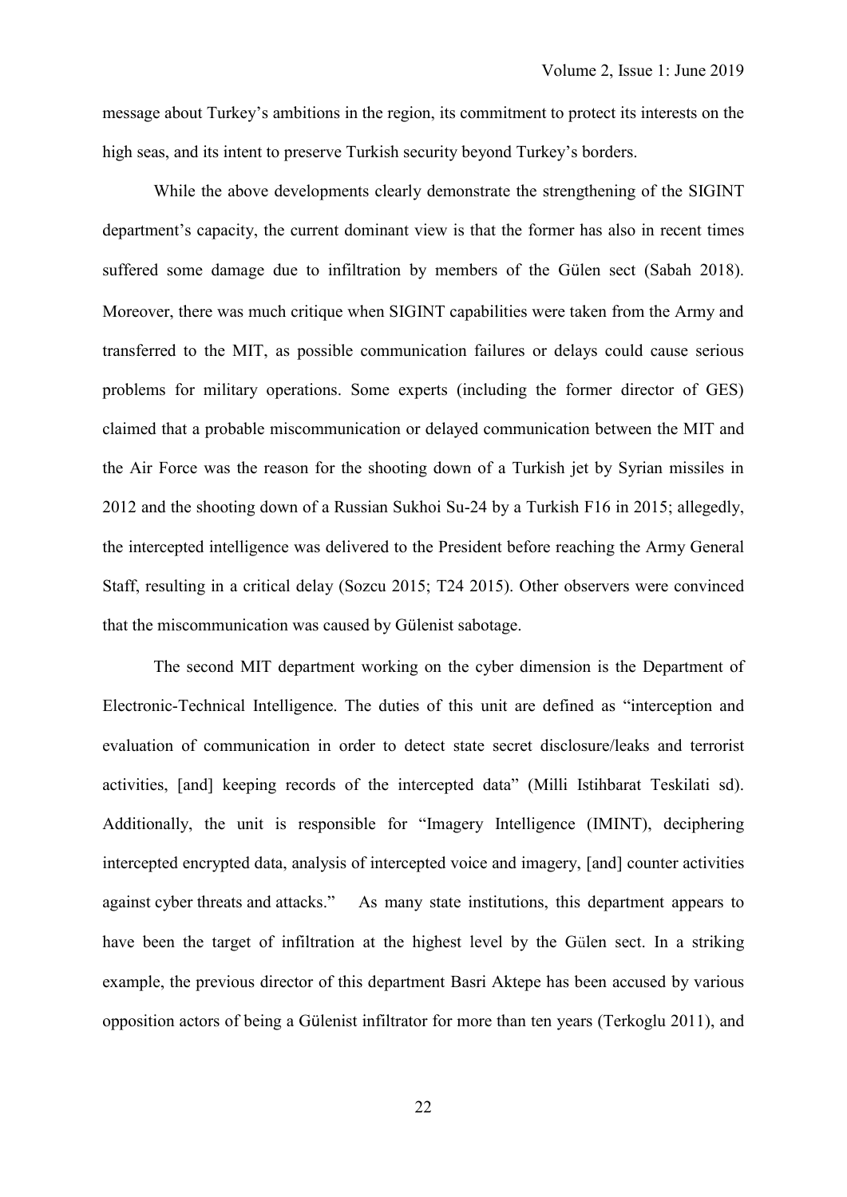message about Turkey's ambitions in the region, its commitment to protect its interests on the high seas, and its intent to preserve Turkish security beyond Turkey's borders.

While the above developments clearly demonstrate the strengthening of the SIGINT department's capacity, the current dominant view is that the former has also in recent times suffered some damage due to infiltration by members of the Gülen sect (Sabah 2018). Moreover, there was much critique when SIGINT capabilities were taken from the Army and transferred to the MIT, as possible communication failures or delays could cause serious problems for military operations. Some experts (including the former director of GES) claimed that a probable miscommunication or delayed communication between the MIT and the Air Force was the reason for the shooting down of a Turkish jet by Syrian missiles in 2012 and the shooting down of a Russian Sukhoi Su-24 by a Turkish F16 in 2015; allegedly, the intercepted intelligence was delivered to the President before reaching the Army General Staff, resulting in a critical delay (Sozcu 2015; T24 2015). Other observers were convinced that the miscommunication was caused by Gülenist sabotage.

The second MIT department working on the cyber dimension is the Department of Electronic-Technical Intelligence. The duties of this unit are defined as "interception and evaluation of communication in order to detect state secret disclosure/leaks and terrorist activities, [and] keeping records of the intercepted data" (Milli Istihbarat Teskilati sd). Additionally, the unit is responsible for "Imagery Intelligence (IMINT), deciphering intercepted encrypted data, analysis of intercepted voice and imagery, [and] counter activities against cyber threats and attacks." As many state institutions, this department appears to have been the target of infiltration at the highest level by the Gülen sect. In a striking example, the previous director of this department Basri Aktepe has been accused by various opposition actors of being a Gülenist infiltrator for more than ten years (Terkoglu 2011), and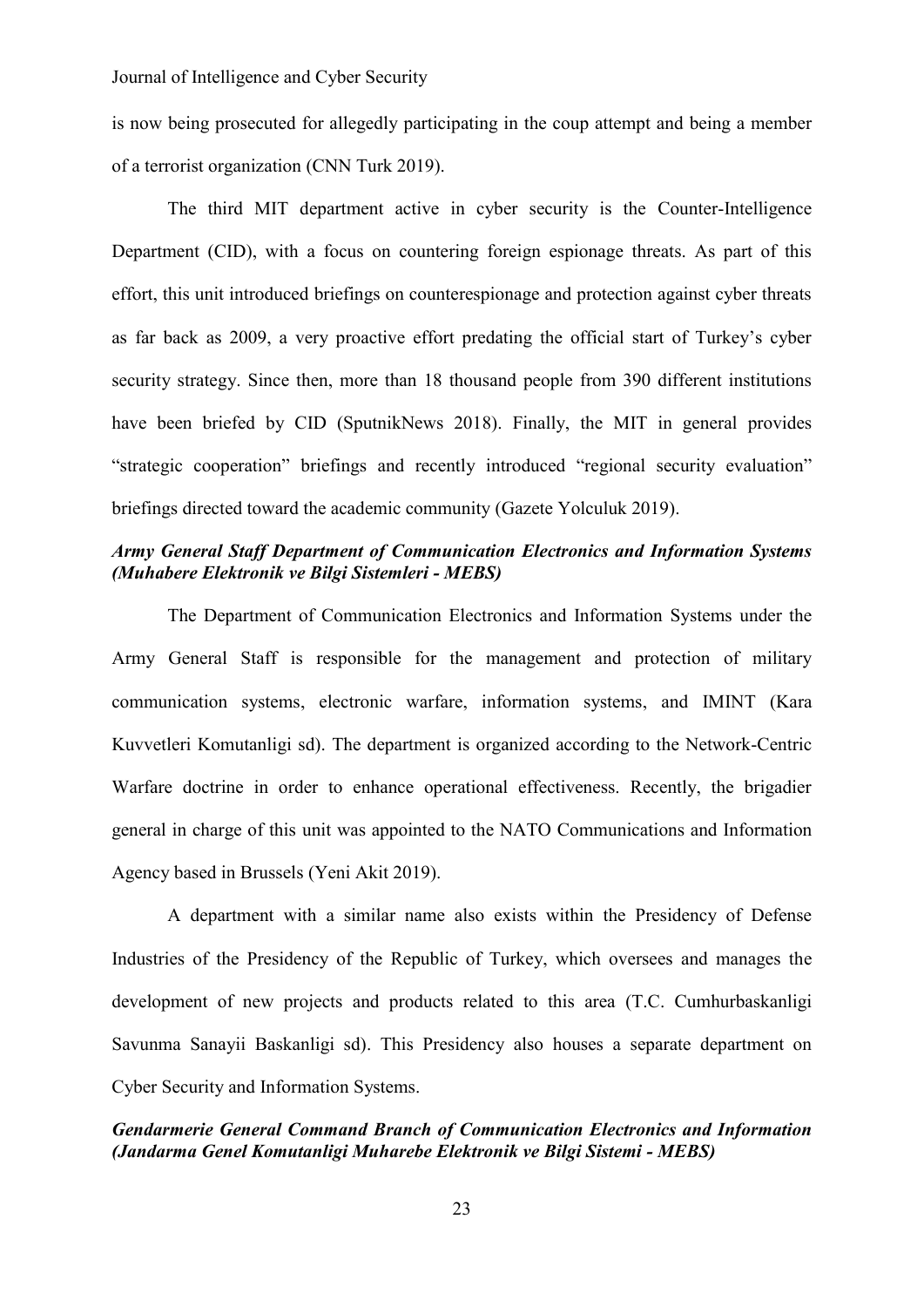is now being prosecuted for allegedly participating in the coup attempt and being a member of a terrorist organization (CNN Turk 2019).

The third MIT department active in cyber security is the Counter-Intelligence Department (CID), with a focus on countering foreign espionage threats. As part of this effort, this unit introduced briefings on counterespionage and protection against cyber threats as far back as 2009, a very proactive effort predating the official start of Turkey's cyber security strategy. Since then, more than 18 thousand people from 390 different institutions have been briefed by CID (SputnikNews 2018). Finally, the MIT in general provides "strategic cooperation" briefings and recently introduced "regional security evaluation" briefings directed toward the academic community (Gazete Yolculuk 2019).

### *Army General Staff Department of Communication Electronics and Information Systems (Muhabere Elektronik ve Bilgi Sistemleri - MEBS)*

The Department of Communication Electronics and Information Systems under the Army General Staff is responsible for the management and protection of military communication systems, electronic warfare, information systems, and IMINT (Kara Kuvvetleri Komutanligi sd). The department is organized according to the Network-Centric Warfare doctrine in order to enhance operational effectiveness. Recently, the brigadier general in charge of this unit was appointed to the NATO Communications and Information Agency based in Brussels (Yeni Akit 2019).

A department with a similar name also exists within the Presidency of Defense Industries of the Presidency of the Republic of Turkey, which oversees and manages the development of new projects and products related to this area (T.C. Cumhurbaskanligi Savunma Sanayii Baskanligi sd). This Presidency also houses a separate department on Cyber Security and Information Systems.

### *Gendarmerie General Command Branch of Communication Electronics and Information (Jandarma Genel Komutanligi Muharebe Elektronik ve Bilgi Sistemi - MEBS)*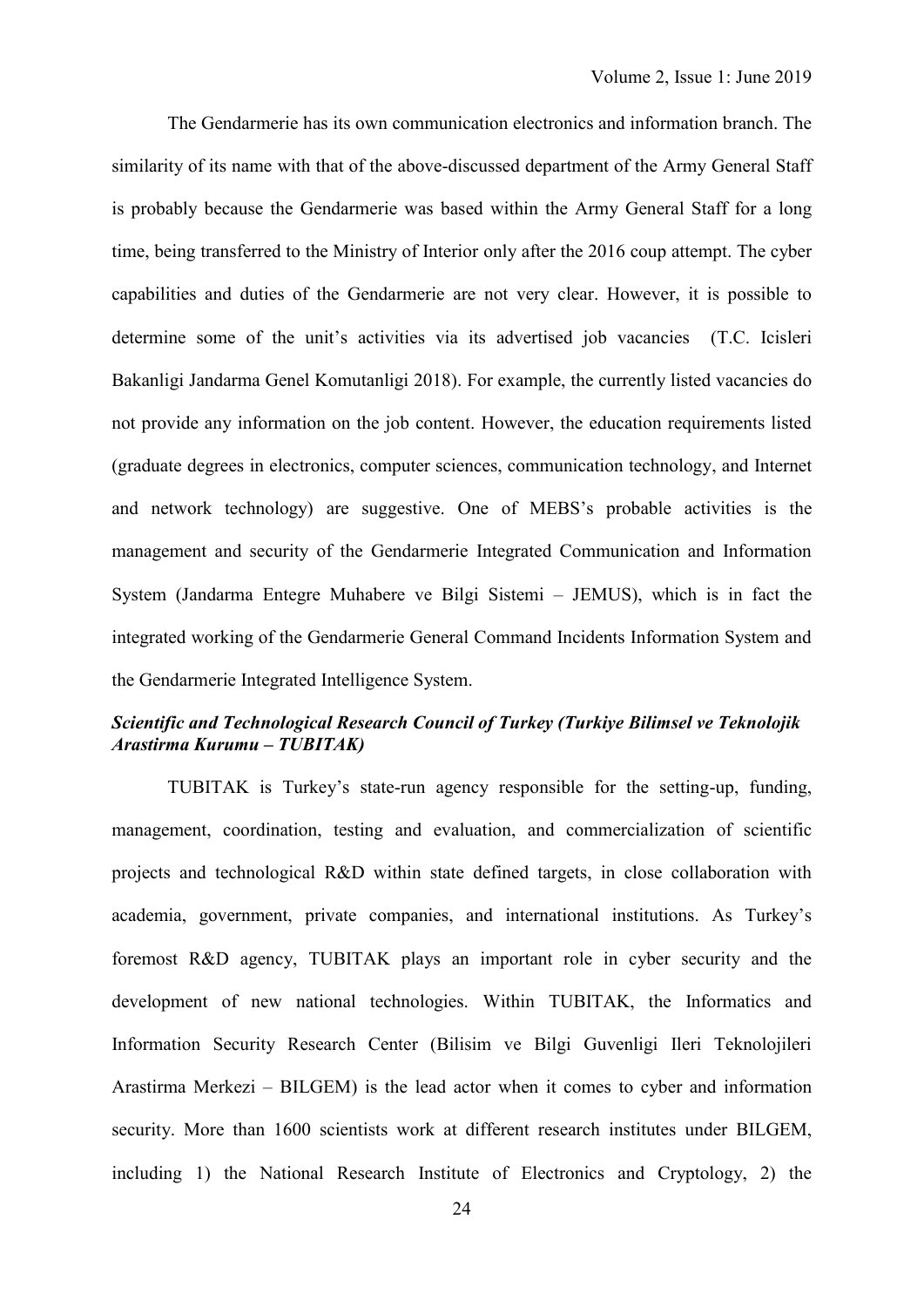The Gendarmerie has its own communication electronics and information branch. The similarity of its name with that of the above-discussed department of the Army General Staff is probably because the Gendarmerie was based within the Army General Staff for a long time, being transferred to the Ministry of Interior only after the 2016 coup attempt. The cyber capabilities and duties of the Gendarmerie are not very clear. However, it is possible to determine some of the unit's activities via its advertised job vacancies (T.C. Icisleri Bakanligi Jandarma Genel Komutanligi 2018). For example, the currently listed vacancies do not provide any information on the job content. However, the education requirements listed (graduate degrees in electronics, computer sciences, communication technology, and Internet and network technology) are suggestive. One of MEBS's probable activities is the management and security of the Gendarmerie Integrated Communication and Information System (Jandarma Entegre Muhabere ve Bilgi Sistemi – JEMUS), which is in fact the integrated working of the Gendarmerie General Command Incidents Information System and the Gendarmerie Integrated Intelligence System.

***Scientific and Technological Research Council of Turkey (Turkiye Bilimsel ve Teknolojik Arastirma Kurumu – TUBITAK)***

TUBITAK is Turkey's state-run agency responsible for the setting-up, funding, management, coordination, testing and evaluation, and commercialization of scientific projects and technological R&D within state defined targets, in close collaboration with academia, government, private companies, and international institutions. As Turkey's foremost R&D agency, TUBITAK plays an important role in cyber security and the development of new national technologies. Within TUBITAK, the Informatics and Information Security Research Center (Bilisim ve Bilgi Guvenligi Ileri Teknolojileri Arastirma Merkezi – BILGEM) is the lead actor when it comes to cyber and information security. More than 1600 scientists work at different research institutes under BILGEM, including 1) the National Research Institute of Electronics and Cryptology, 2) the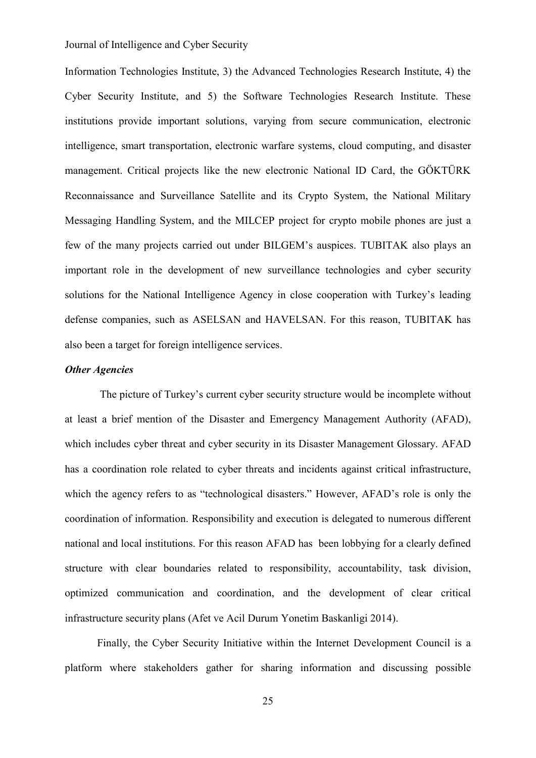Information Technologies Institute, 3) the Advanced Technologies Research Institute, 4) the Cyber Security Institute, and 5) the Software Technologies Research Institute. These institutions provide important solutions, varying from secure communication, electronic intelligence, smart transportation, electronic warfare systems, cloud computing, and disaster management. Critical projects like the new electronic National ID Card, the GÖKTÜRK Reconnaissance and Surveillance Satellite and its Crypto System, the National Military Messaging Handling System, and the MILCEP project for crypto mobile phones are just a few of the many projects carried out under BILGEM's auspices. TUBITAK also plays an important role in the development of new surveillance technologies and cyber security solutions for the National Intelligence Agency in close cooperation with Turkey's leading defense companies, such as ASELSAN and HAVELSAN. For this reason, TUBITAK has also been a target for foreign intelligence services.

***Other Agencies***

The picture of Turkey's current cyber security structure would be incomplete without at least a brief mention of the Disaster and Emergency Management Authority (AFAD), which includes cyber threat and cyber security in its Disaster Management Glossary. AFAD has a coordination role related to cyber threats and incidents against critical infrastructure, which the agency refers to as "technological disasters." However, AFAD's role is only the coordination of information. Responsibility and execution is delegated to numerous different national and local institutions. For this reason AFAD has been lobbying for a clearly defined structure with clear boundaries related to responsibility, accountability, task division, optimized communication and coordination, and the development of clear critical infrastructure security plans (Afet ve Acil Durum Yonetim Baskanligi 2014).

Finally, the Cyber Security Initiative within the Internet Development Council is a platform where stakeholders gather for sharing information and discussing possible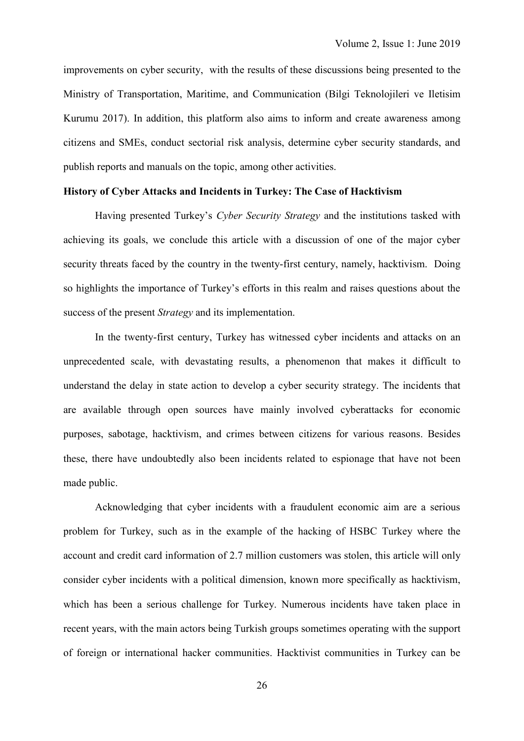improvements on cyber security, with the results of these discussions being presented to the Ministry of Transportation, Maritime, and Communication (Bilgi Teknolojileri ve Iletisim Kurumu 2017). In addition, this platform also aims to inform and create awareness among citizens and SMEs, conduct sectorial risk analysis, determine cyber security standards, and publish reports and manuals on the topic, among other activities.

**History of Cyber Attacks and Incidents in Turkey: The Case of Hacktivism**

Having presented Turkey's *Cyber Security Strategy* and the institutions tasked with achieving its goals, we conclude this article with a discussion of one of the major cyber security threats faced by the country in the twenty-first century, namely, hacktivism. Doing so highlights the importance of Turkey's efforts in this realm and raises questions about the success of the present *Strategy* and its implementation.

In the twenty-first century, Turkey has witnessed cyber incidents and attacks on an unprecedented scale, with devastating results, a phenomenon that makes it difficult to understand the delay in state action to develop a cyber security strategy. The incidents that are available through open sources have mainly involved cyberattacks for economic purposes, sabotage, hacktivism, and crimes between citizens for various reasons. Besides these, there have undoubtedly also been incidents related to espionage that have not been made public.

Acknowledging that cyber incidents with a fraudulent economic aim are a serious problem for Turkey, such as in the example of the hacking of HSBC Turkey where the account and credit card information of 2.7 million customers was stolen, this article will only consider cyber incidents with a political dimension, known more specifically as hacktivism, which has been a serious challenge for Turkey. Numerous incidents have taken place in recent years, with the main actors being Turkish groups sometimes operating with the support of foreign or international hacker communities. Hacktivist communities in Turkey can be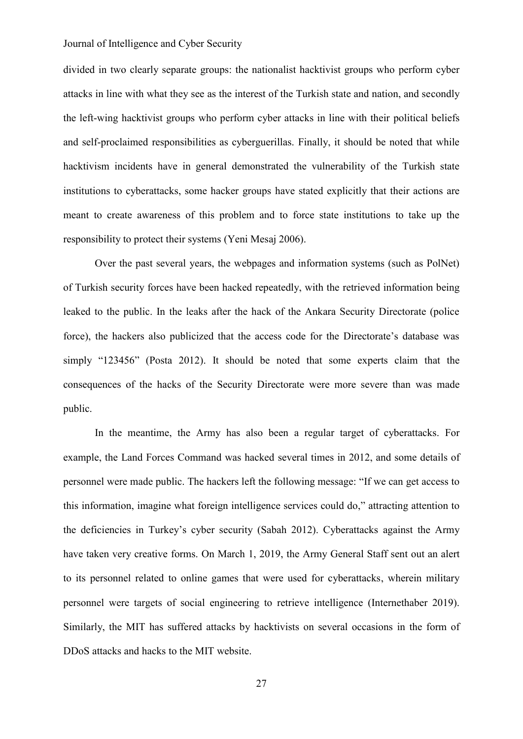divided in two clearly separate groups: the nationalist hacktivist groups who perform cyber attacks in line with what they see as the interest of the Turkish state and nation, and secondly the left-wing hacktivist groups who perform cyber attacks in line with their political beliefs and self-proclaimed responsibilities as cyberguerillas. Finally, it should be noted that while hacktivism incidents have in general demonstrated the vulnerability of the Turkish state institutions to cyberattacks, some hacker groups have stated explicitly that their actions are meant to create awareness of this problem and to force state institutions to take up the responsibility to protect their systems (Yeni Mesaj 2006).

Over the past several years, the webpages and information systems (such as PolNet) of Turkish security forces have been hacked repeatedly, with the retrieved information being leaked to the public. In the leaks after the hack of the Ankara Security Directorate (police force), the hackers also publicized that the access code for the Directorate's database was simply "123456" (Posta 2012). It should be noted that some experts claim that the consequences of the hacks of the Security Directorate were more severe than was made public.

In the meantime, the Army has also been a regular target of cyberattacks. For example, the Land Forces Command was hacked several times in 2012, and some details of personnel were made public. The hackers left the following message: "If we can get access to this information, imagine what foreign intelligence services could do," attracting attention to the deficiencies in Turkey's cyber security (Sabah 2012). Cyberattacks against the Army have taken very creative forms. On March 1, 2019, the Army General Staff sent out an alert to its personnel related to online games that were used for cyberattacks, wherein military personnel were targets of social engineering to retrieve intelligence (Internethaber 2019). Similarly, the MIT has suffered attacks by hacktivists on several occasions in the form of DDoS attacks and hacks to the MIT website.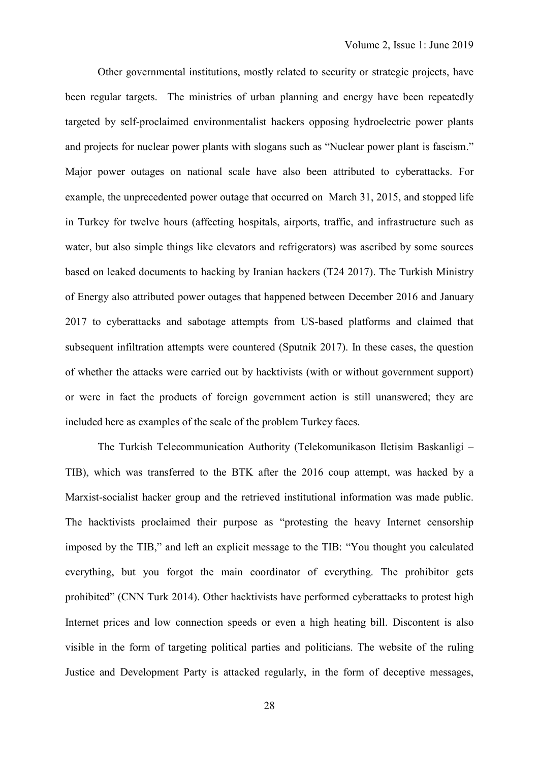Other governmental institutions, mostly related to security or strategic projects, have been regular targets. The ministries of urban planning and energy have been repeatedly targeted by self-proclaimed environmentalist hackers opposing hydroelectric power plants and projects for nuclear power plants with slogans such as "Nuclear power plant is fascism." Major power outages on national scale have also been attributed to cyberattacks. For example, the unprecedented power outage that occurred on March 31, 2015, and stopped life in Turkey for twelve hours (affecting hospitals, airports, traffic, and infrastructure such as water, but also simple things like elevators and refrigerators) was ascribed by some sources based on leaked documents to hacking by Iranian hackers (T24 2017). The Turkish Ministry of Energy also attributed power outages that happened between December 2016 and January 2017 to cyberattacks and sabotage attempts from US-based platforms and claimed that subsequent infiltration attempts were countered (Sputnik 2017). In these cases, the question of whether the attacks were carried out by hacktivists (with or without government support) or were in fact the products of foreign government action is still unanswered; they are included here as examples of the scale of the problem Turkey faces.

The Turkish Telecommunication Authority (Telekomunikason Iletisim Baskanligi – TIB), which was transferred to the BTK after the 2016 coup attempt, was hacked by a Marxist-socialist hacker group and the retrieved institutional information was made public. The hacktivists proclaimed their purpose as "protesting the heavy Internet censorship imposed by the TIB," and left an explicit message to the TIB: "You thought you calculated everything, but you forgot the main coordinator of everything. The prohibitor gets prohibited" (CNN Turk 2014). Other hacktivists have performed cyberattacks to protest high Internet prices and low connection speeds or even a high heating bill. Discontent is also visible in the form of targeting political parties and politicians. The website of the ruling Justice and Development Party is attacked regularly, in the form of deceptive messages,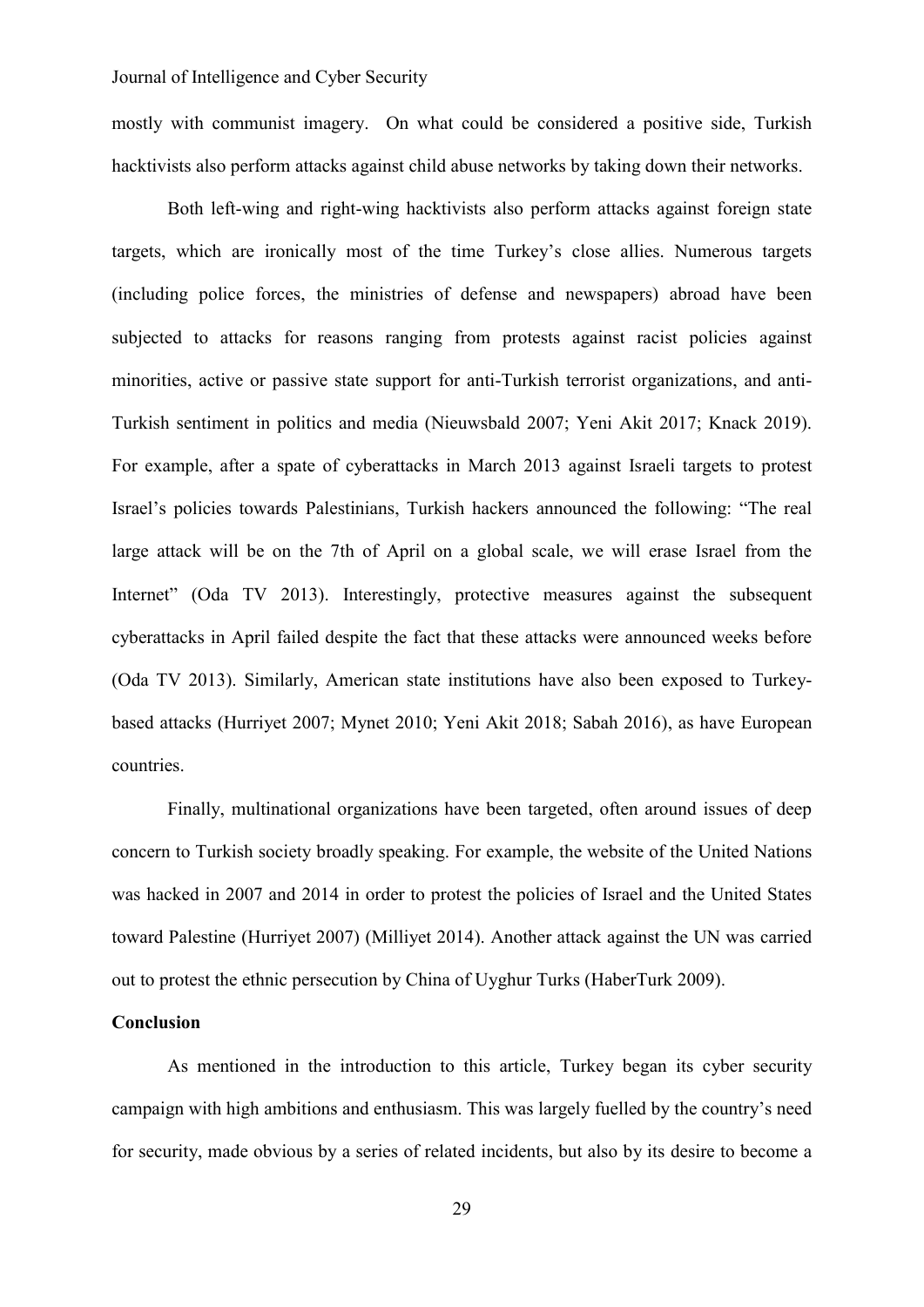mostly with communist imagery. On what could be considered a positive side, Turkish hacktivists also perform attacks against child abuse networks by taking down their networks.

Both left-wing and right-wing hacktivists also perform attacks against foreign state targets, which are ironically most of the time Turkey's close allies. Numerous targets (including police forces, the ministries of defense and newspapers) abroad have been subjected to attacks for reasons ranging from protests against racist policies against minorities, active or passive state support for anti-Turkish terrorist organizations, and anti-Turkish sentiment in politics and media (Nieuwsbald 2007; Yeni Akit 2017; Knack 2019). For example, after a spate of cyberattacks in March 2013 against Israeli targets to protest Israel's policies towards Palestinians, Turkish hackers announced the following: "The real large attack will be on the 7th of April on a global scale, we will erase Israel from the Internet" (Oda TV 2013). Interestingly, protective measures against the subsequent cyberattacks in April failed despite the fact that these attacks were announced weeks before (Oda TV 2013). Similarly, American state institutions have also been exposed to Turkey-based attacks (Hurriyet 2007; Mynet 2010; Yeni Akit 2018; Sabah 2016), as have European countries.

Finally, multinational organizations have been targeted, often around issues of deep concern to Turkish society broadly speaking. For example, the website of the United Nations was hacked in 2007 and 2014 in order to protest the policies of Israel and the United States toward Palestine (Hurriyet 2007) (Milliyet 2014). Another attack against the UN was carried out to protest the ethnic persecution by China of Uyghur Turks (HaberTurk 2009).

## Conclusion

As mentioned in the introduction to this article, Turkey began its cyber security campaign with high ambitions and enthusiasm. This was largely fuelled by the country's need for security, made obvious by a series of related incidents, but also by its desire to become a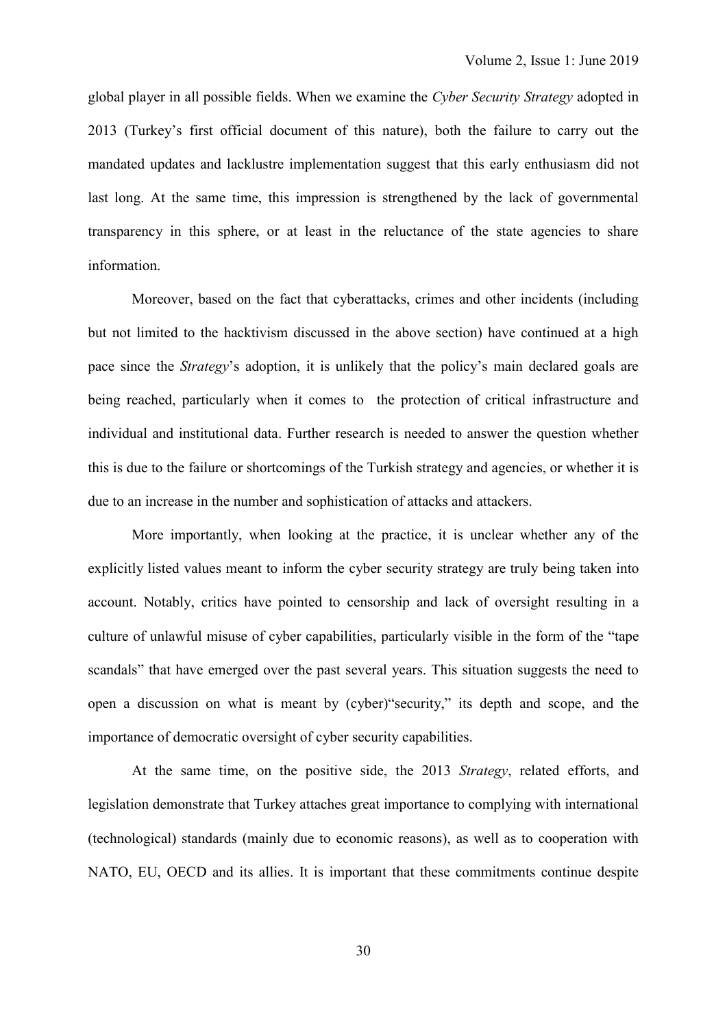global player in all possible fields. When we examine the *Cyber Security Strategy* adopted in 2013 (Turkey's first official document of this nature), both the failure to carry out the mandated updates and lacklustre implementation suggest that this early enthusiasm did not last long. At the same time, this impression is strengthened by the lack of governmental transparency in this sphere, or at least in the reluctance of the state agencies to share information.

Moreover, based on the fact that cyberattacks, crimes and other incidents (including but not limited to the hacktivism discussed in the above section) have continued at a high pace since the *Strategy*'s adoption, it is unlikely that the policy's main declared goals are being reached, particularly when it comes to the protection of critical infrastructure and individual and institutional data. Further research is needed to answer the question whether this is due to the failure or shortcomings of the Turkish strategy and agencies, or whether it is due to an increase in the number and sophistication of attacks and attackers.

More importantly, when looking at the practice, it is unclear whether any of the explicitly listed values meant to inform the cyber security strategy are truly being taken into account. Notably, critics have pointed to censorship and lack of oversight resulting in a culture of unlawful misuse of cyber capabilities, particularly visible in the form of the "tape scandals" that have emerged over the past several years. This situation suggests the need to open a discussion on what is meant by (cyber)"security," its depth and scope, and the importance of democratic oversight of cyber security capabilities.

At the same time, on the positive side, the 2013 *Strategy*, related efforts, and legislation demonstrate that Turkey attaches great importance to complying with international (technological) standards (mainly due to economic reasons), as well as to cooperation with NATO, EU, OECD and its allies. It is important that these commitments continue despite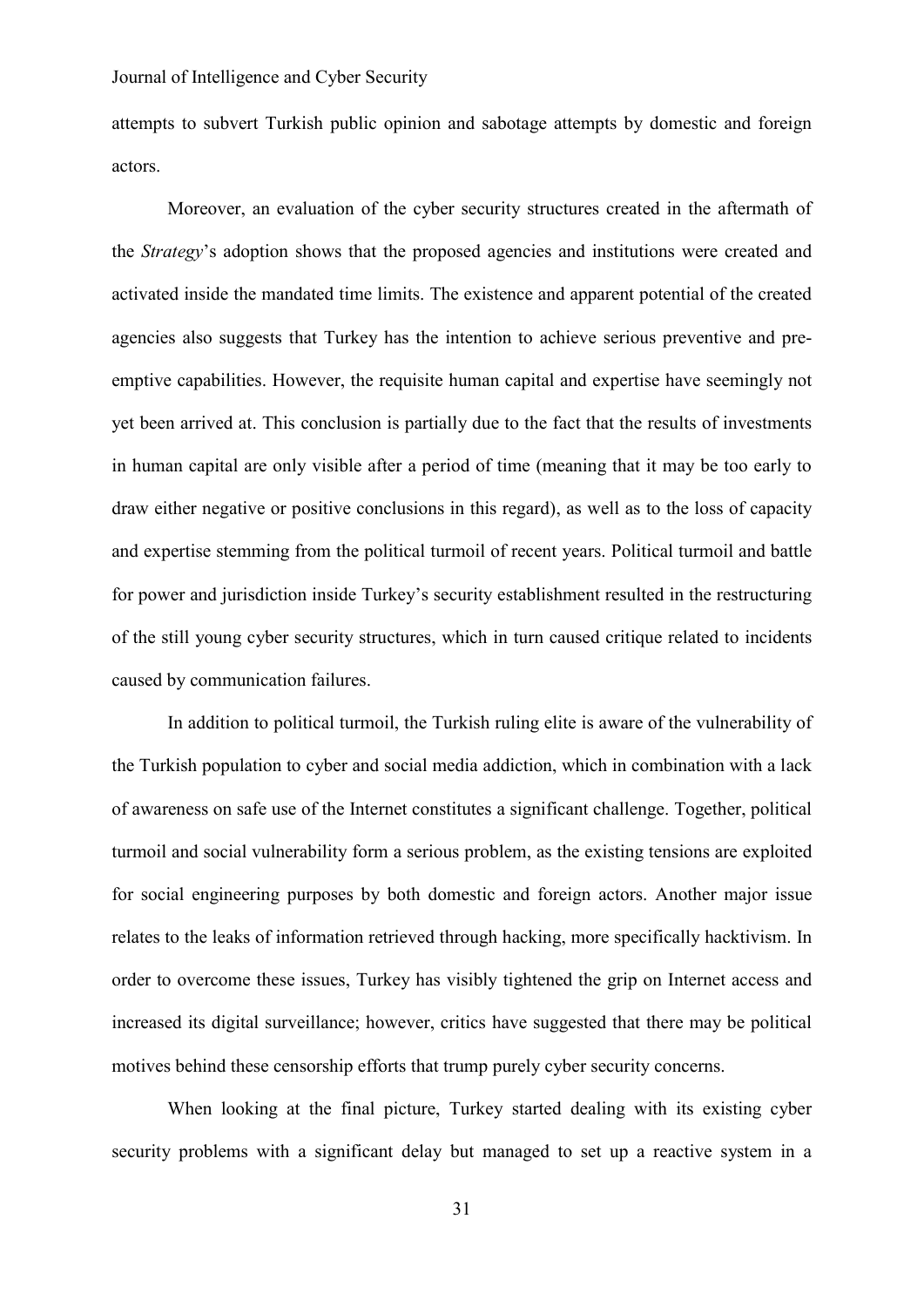attempts to subvert Turkish public opinion and sabotage attempts by domestic and foreign actors.

Moreover, an evaluation of the cyber security structures created in the aftermath of the *Strategy*'s adoption shows that the proposed agencies and institutions were created and activated inside the mandated time limits. The existence and apparent potential of the created agencies also suggests that Turkey has the intention to achieve serious preventive and pre-emptive capabilities. However, the requisite human capital and expertise have seemingly not yet been arrived at. This conclusion is partially due to the fact that the results of investments in human capital are only visible after a period of time (meaning that it may be too early to draw either negative or positive conclusions in this regard), as well as to the loss of capacity and expertise stemming from the political turmoil of recent years. Political turmoil and battle for power and jurisdiction inside Turkey's security establishment resulted in the restructuring of the still young cyber security structures, which in turn caused critique related to incidents caused by communication failures.

In addition to political turmoil, the Turkish ruling elite is aware of the vulnerability of the Turkish population to cyber and social media addiction, which in combination with a lack of awareness on safe use of the Internet constitutes a significant challenge. Together, political turmoil and social vulnerability form a serious problem, as the existing tensions are exploited for social engineering purposes by both domestic and foreign actors. Another major issue relates to the leaks of information retrieved through hacking, more specifically hacktivism. In order to overcome these issues, Turkey has visibly tightened the grip on Internet access and increased its digital surveillance; however, critics have suggested that there may be political motives behind these censorship efforts that trump purely cyber security concerns.

When looking at the final picture, Turkey started dealing with its existing cyber security problems with a significant delay but managed to set up a reactive system in a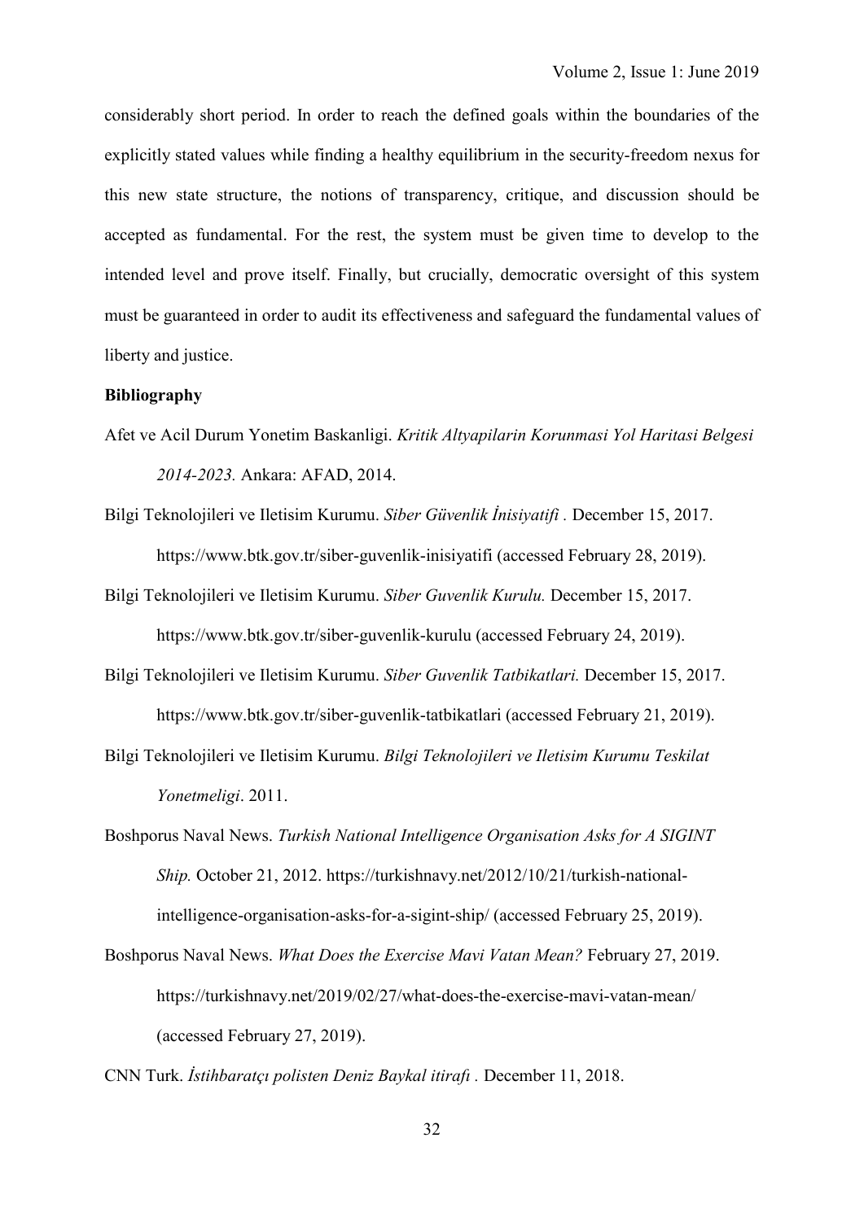considerably short period. In order to reach the defined goals within the boundaries of the explicitly stated values while finding a healthy equilibrium in the security-freedom nexus for this new state structure, the notions of transparency, critique, and discussion should be accepted as fundamental. For the rest, the system must be given time to develop to the intended level and prove itself. Finally, but crucially, democratic oversight of this system must be guaranteed in order to audit its effectiveness and safeguard the fundamental values of liberty and justice.

**Bibliography**

Afet ve Acil Durum Yonetim Baskanligi. *Kritik Altyapilarin Korunmasi Yol Haritasi Belgesi 2014-2023.* Ankara: AFAD, 2014.

Bilgi Teknolojileri ve Iletisim Kurumu. *Siber Güvenlik İnisiyatifi .* December 15, 2017. https://www.btk.gov.tr/siber-guvenlik-inisiyatifi (accessed February 28, 2019).

Bilgi Teknolojileri ve Iletisim Kurumu. *Siber Guvenlik Kurulu.* December 15, 2017. https://www.btk.gov.tr/siber-guvenlik-kurulu (accessed February 24, 2019).

Bilgi Teknolojileri ve Iletisim Kurumu. *Siber Guvenlik Tatbikatlari.* December 15, 2017. https://www.btk.gov.tr/siber-guvenlik-tatbikatlari (accessed February 21, 2019).

Bilgi Teknolojileri ve Iletisim Kurumu. *Bilgi Teknolojileri ve Iletisim Kurumu Teskilat Yonetmeligi*. 2011.

Boshporus Naval News. *Turkish National Intelligence Organisation Asks for A SIGINT Ship.* October 21, 2012. https://turkishnavy.net/2012/10/21/turkish-national-intelligence-organisation-asks-for-a-sigint-ship/ (accessed February 25, 2019).

Boshporus Naval News. *What Does the Exercise Mavi Vatan Mean?* February 27, 2019. https://turkishnavy.net/2019/02/27/what-does-the-exercise-mavi-vatan-mean/ (accessed February 27, 2019).

CNN Turk. *İstihbaratçı polisten Deniz Baykal itirafı .* December 11, 2018.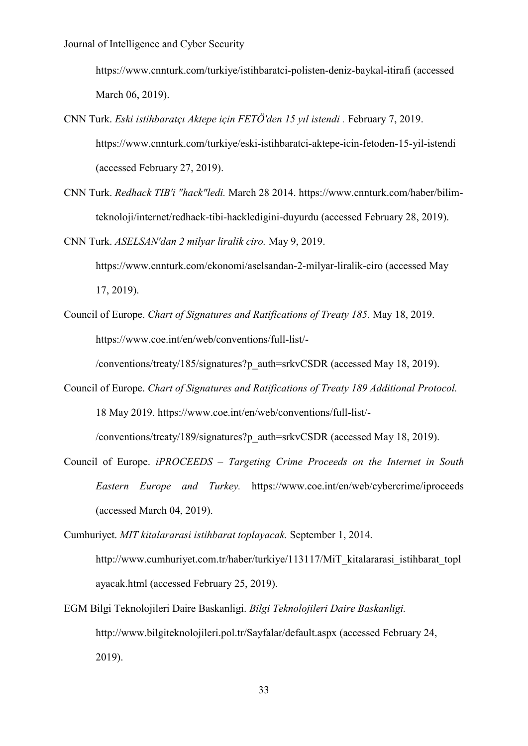https://www.cnnturk.com/turkiye/istihbaratci-polisten-deniz-baykal-itirafi (accessed March 06, 2019).

CNN Turk. *Eski istihbaratçı Aktepe için FETÖ'den 15 yıl istendi .* February 7, 2019. https://www.cnnturk.com/turkiye/eski-istihbaratci-aktepe-icin-fetoden-15-yil-istendi (accessed February 27, 2019).

CNN Turk. *Redhack TIB'i "hack"ledi.* March 28 2014. https://www.cnnturk.com/haber/bilim-teknoloji/internet/redhack-tibi-hackledigini-duyurdu (accessed February 28, 2019).

CNN Turk. *ASELSAN'dan 2 milyar liralik ciro.* May 9, 2019. https://www.cnnturk.com/ekonomi/aselsandan-2-milyar-liralik-ciro (accessed May 17, 2019).

Council of Europe. *Chart of Signatures and Ratifications of Treaty 185.* May 18, 2019. https://www.coe.int/en/web/conventions/full-list/-/conventions/treaty/185/signatures?p_auth=srkvCSDR (accessed May 18, 2019).

Council of Europe. *Chart of Signatures and Ratifications of Treaty 189 Additional Protocol.* 18 May 2019. https://www.coe.int/en/web/conventions/full-list/-/conventions/treaty/189/signatures?p_auth=srkvCSDR (accessed May 18, 2019).

Council of Europe. *iPROCEEDS – Targeting Crime Proceeds on the Internet in South Eastern Europe and Turkey.* https://www.coe.int/en/web/cybercrime/iproceeds (accessed March 04, 2019).

Cumhuriyet. *MIT kitalararasi istihbarat toplayacak.* September 1, 2014. http://www.cumhuriyet.com.tr/haber/turkiye/113117/MiT_kitalararasi_istihbarat_toplayacak.html (accessed February 25, 2019).

EGM Bilgi Teknolojileri Daire Baskanligi. *Bilgi Teknolojileri Daire Baskanligi.* http://www.bilgiteknolojileri.pol.tr/Sayfalar/default.aspx (accessed February 24, 2019).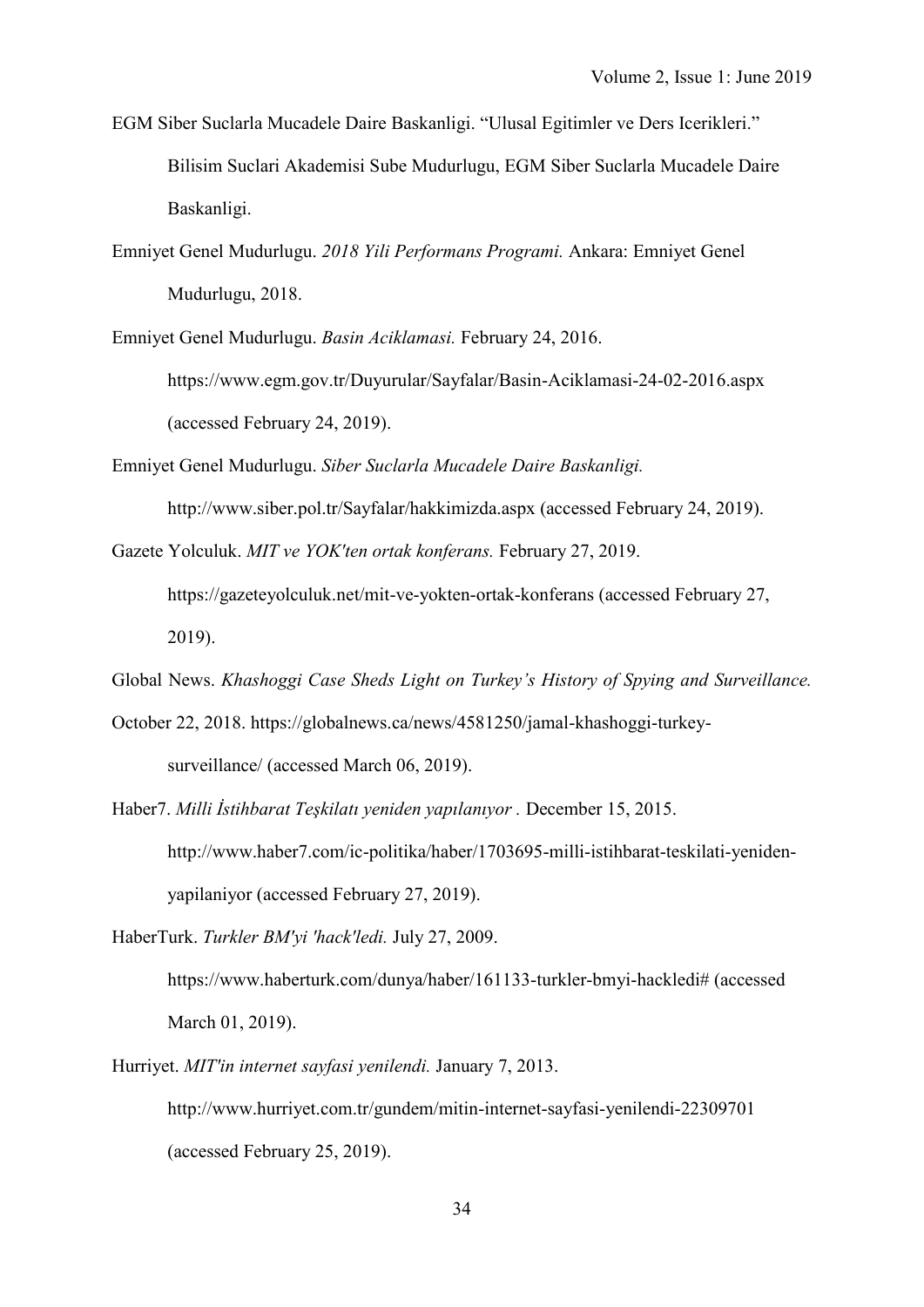EGM Siber Suclarla Mucadele Daire Baskanligi. "Ulusal Egitimler ve Ders Icerikleri." Bilisim Suclari Akademisi Sube Mudurlugu, EGM Siber Suclarla Mucadele Daire Baskanligi.

Emniyet Genel Mudurlugu. *2018 Yili Performans Programi.* Ankara: Emniyet Genel Mudurlugu, 2018.

Emniyet Genel Mudurlugu. *Basin Aciklamasi.* February 24, 2016. https://www.egm.gov.tr/Duyurular/Sayfalar/Basin-Aciklamasi-24-02-2016.aspx (accessed February 24, 2019).

Emniyet Genel Mudurlugu. *Siber Suclarla Mucadele Daire Baskanligi.* http://www.siber.pol.tr/Sayfalar/hakkimizda.aspx (accessed February 24, 2019).

Gazete Yolculuk. *MIT ve YOK'ten ortak konferans.* February 27, 2019. https://gazeteyolculuk.net/mit-ve-yokten-ortak-konferans (accessed February 27, 2019).

Global News. *Khashoggi Case Sheds Light on Turkey's History of Spying and Surveillance.* October 22, 2018. https://globalnews.ca/news/4581250/jamal-khashoggi-turkey-surveillance/ (accessed March 06, 2019).

Haber7. *Milli İstihbarat Teşkilatı yeniden yapılanıyor .* December 15, 2015. http://www.haber7.com/ic-politika/haber/1703695-milli-istihbarat-teskilati-yeniden-yapilaniyor (accessed February 27, 2019).

HaberTurk. *Turkler BM'yi 'hack'ledi.* July 27, 2009. https://www.haberturk.com/dunya/haber/161133-turkler-bmyi-hackledi# (accessed March 01, 2019).

Hurriyet. *MIT'in internet sayfasi yenilendi.* January 7, 2013. http://www.hurriyet.com.tr/gundem/mitin-internet-sayfasi-yenilendi-22309701 (accessed February 25, 2019).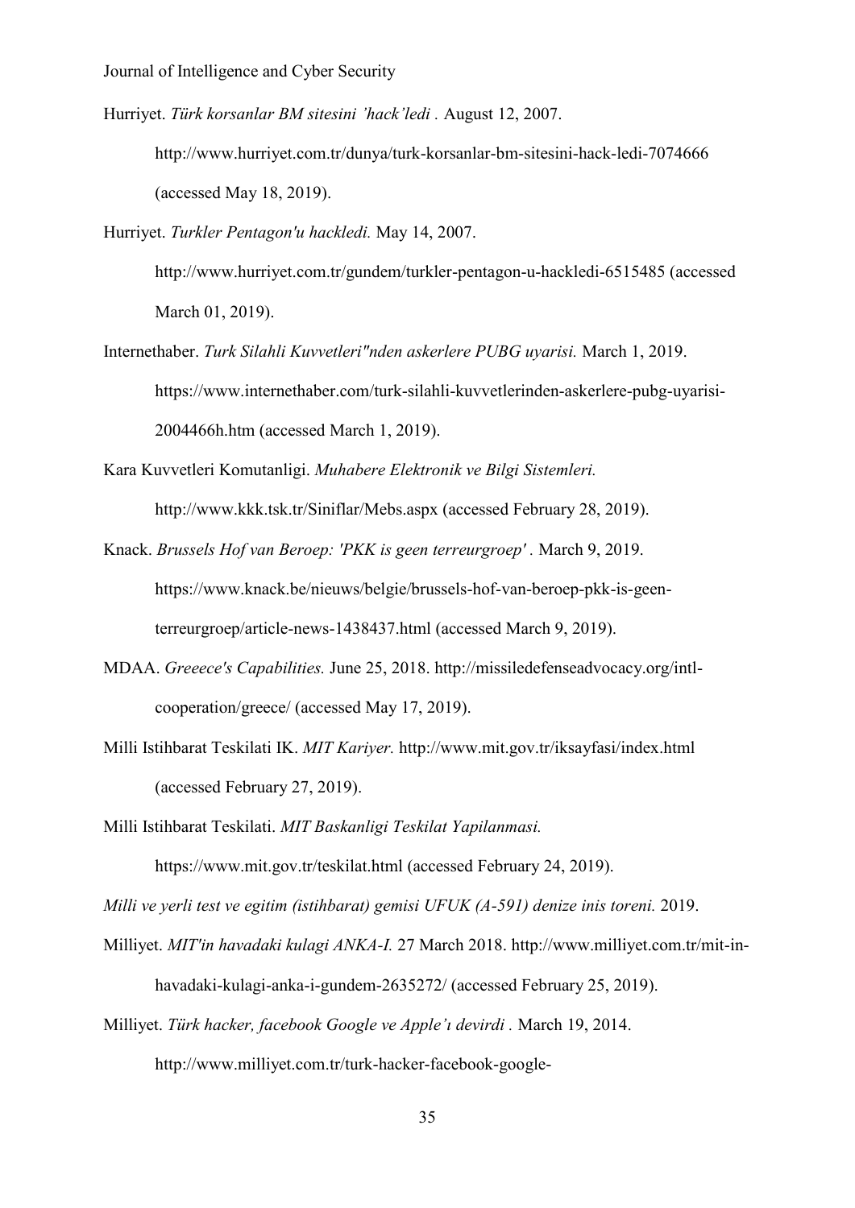Hurriyet. *Türk korsanlar BM sitesini 'hack'ledi .* August 12, 2007. http://www.hurriyet.com.tr/dunya/turk-korsanlar-bm-sitesini-hack-ledi-7074666 (accessed May 18, 2019).

Hurriyet. *Turkler Pentagon'u hackledi.* May 14, 2007. http://www.hurriyet.com.tr/gundem/turkler-pentagon-u-hackledi-6515485 (accessed March 01, 2019).

Internethaber. *Turk Silahli Kuvvetleri"nden askerlere PUBG uyarisi.* March 1, 2019. https://www.internethaber.com/turk-silahli-kuvvetlerinden-askerlere-pubg-uyarisi-2004466h.htm (accessed March 1, 2019).

Kara Kuvvetleri Komutanligi. *Muhabere Elektronik ve Bilgi Sistemleri.* http://www.kkk.tsk.tr/Siniflar/Mebs.aspx (accessed February 28, 2019).

Knack. *Brussels Hof van Beroep: 'PKK is geen terreurgroep' .* March 9, 2019. https://www.knack.be/nieuws/belgie/brussels-hof-van-beroep-pkk-is-geen-terreurgroep/article-news-1438437.html (accessed March 9, 2019).

MDAA. *Greeece's Capabilities.* June 25, 2018. http://missiledefenseadvocacy.org/intl-cooperation/greece/ (accessed May 17, 2019).

Milli Istihbarat Teskilati IK. *MIT Kariyer.* http://www.mit.gov.tr/iksayfasi/index.html (accessed February 27, 2019).

Milli Istihbarat Teskilati. *MIT Baskanligi Teskilat Yapilanmasi.* https://www.mit.gov.tr/teskilat.html (accessed February 24, 2019).

*Milli ve yerli test ve egitim (istihbarat) gemisi UFUK (A-591) denize inis toreni.* 2019.

Milliyet. *MIT'in havadaki kulagi ANKA-I.* 27 March 2018. http://www.milliyet.com.tr/mit-in-havadaki-kulagi-anka-i-gundem-2635272/ (accessed February 25, 2019).

Milliyet. *Türk hacker, facebook Google ve Apple'ı devirdi .* March 19, 2014. http://www.milliyet.com.tr/turk-hacker-facebook-google-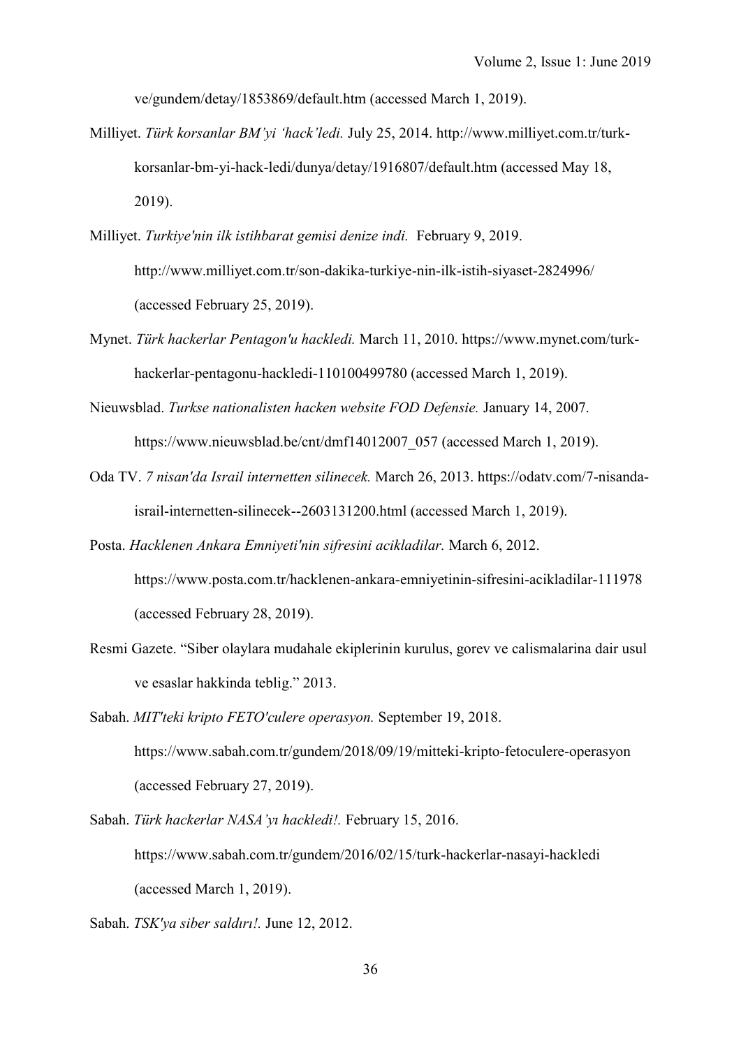ve/gundem/detay/1853869/default.htm (accessed March 1, 2019).

Milliyet. *Türk korsanlar BM'yi 'hack'ledi.* July 25, 2014. http://www.milliyet.com.tr/turk-korsanlar-bm-yi-hack-ledi/dunya/detay/1916807/default.htm (accessed May 18, 2019).

Milliyet. *Turkiye'nin ilk istihbarat gemisi denize indi.* February 9, 2019. http://www.milliyet.com.tr/son-dakika-turkiye-nin-ilk-istih-siyaset-2824996/ (accessed February 25, 2019).

Mynet. *Türk hackerlar Pentagon'u hackledi.* March 11, 2010. https://www.mynet.com/turk-hackerlar-pentagonu-hackledi-110100499780 (accessed March 1, 2019).

Nieuwsblad. *Turkse nationalisten hacken website FOD Defensie.* January 14, 2007. https://www.nieuwsblad.be/cnt/dmf14012007_057 (accessed March 1, 2019).

Oda TV. *7 nisan'da Israil internetten silinecek.* March 26, 2013. https://odatv.com/7-nisanda-israil-internetten-silinecek--2603131200.html (accessed March 1, 2019).

Posta. *Hacklenen Ankara Emniyeti'nin sifresini acikladilar.* March 6, 2012. https://www.posta.com.tr/hacklenen-ankara-emniyetinin-sifresini-acikladilar-111978 (accessed February 28, 2019).

Resmi Gazete. "Siber olaylara mudahale ekiplerinin kurulus, gorev ve calismalarina dair usul ve esaslar hakkinda teblig." 2013.

Sabah. *MIT'teki kripto FETO'culere operasyon.* September 19, 2018. https://www.sabah.com.tr/gundem/2018/09/19/mitteki-kripto-fetoculere-operasyon (accessed February 27, 2019).

Sabah. *Türk hackerlar NASA'yı hackledi!.* February 15, 2016. https://www.sabah.com.tr/gundem/2016/02/15/turk-hackerlar-nasayi-hackledi (accessed March 1, 2019).

Sabah. *TSK'ya siber saldırı!.* June 12, 2012.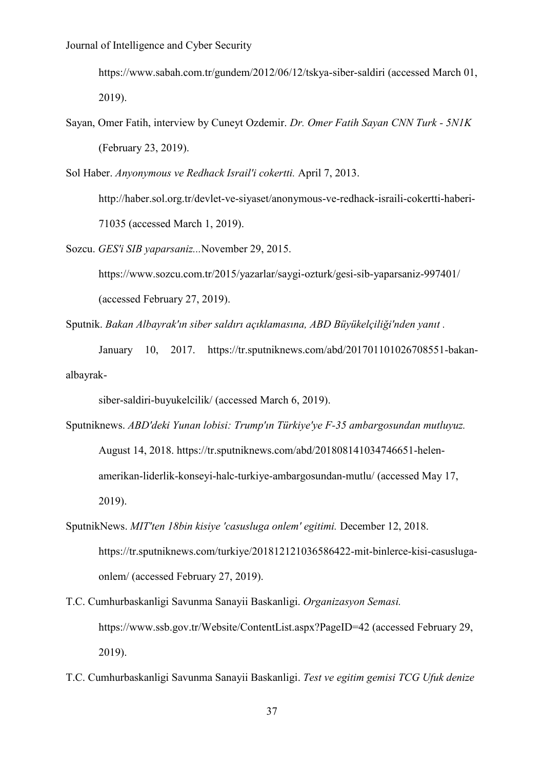https://www.sabah.com.tr/gundem/2012/06/12/tskya-siber-saldiri (accessed March 01, 2019).

Sayan, Omer Fatih, interview by Cuneyt Ozdemir. *Dr. Omer Fatih Sayan CNN Turk - 5N1K* (February 23, 2019).

Sol Haber. *Anyonymous ve Redhack Israil'i cokertti.* April 7, 2013. http://haber.sol.org.tr/devlet-ve-siyaset/anonymous-ve-redhack-israili-cokertti-haberi-71035 (accessed March 1, 2019).

Sozcu. *GES'i SIB yaparsaniz...*November 29, 2015. https://www.sozcu.com.tr/2015/yazarlar/saygi-ozturk/gesi-sib-yaparsaniz-997401/ (accessed February 27, 2019).

Sputnik. *Bakan Albayrak'ın siber saldırı açıklamasına, ABD Büyükelçiliği'nden yanıt .* January 10, 2017. https://tr.sputniknews.com/abd/201701101026708551-bakan-albayrak-siber-saldiri-buyukelcilik/ (accessed March 6, 2019).

Sputniknews. *ABD'deki Yunan lobisi: Trump'ın Türkiye'ye F-35 ambargosundan mutluyuz.* August 14, 2018. https://tr.sputniknews.com/abd/201808141034746651-helen-amerikan-liderlik-konseyi-halc-turkiye-ambargosundan-mutlu/ (accessed May 17, 2019).

SputnikNews. *MIT'ten 18bin kisiye 'casusluga onlem' egitimi.* December 12, 2018. https://tr.sputniknews.com/turkiye/201812121036586422-mit-binlerce-kisi-casusluga-onlem/ (accessed February 27, 2019).

T.C. Cumhurbaskanligi Savunma Sanayii Baskanligi. *Organizasyon Semasi.* https://www.ssb.gov.tr/Website/ContentList.aspx?PageID=42 (accessed February 29, 2019).

T.C. Cumhurbaskanligi Savunma Sanayii Baskanligi. *Test ve egitim gemisi TCG Ufuk denize*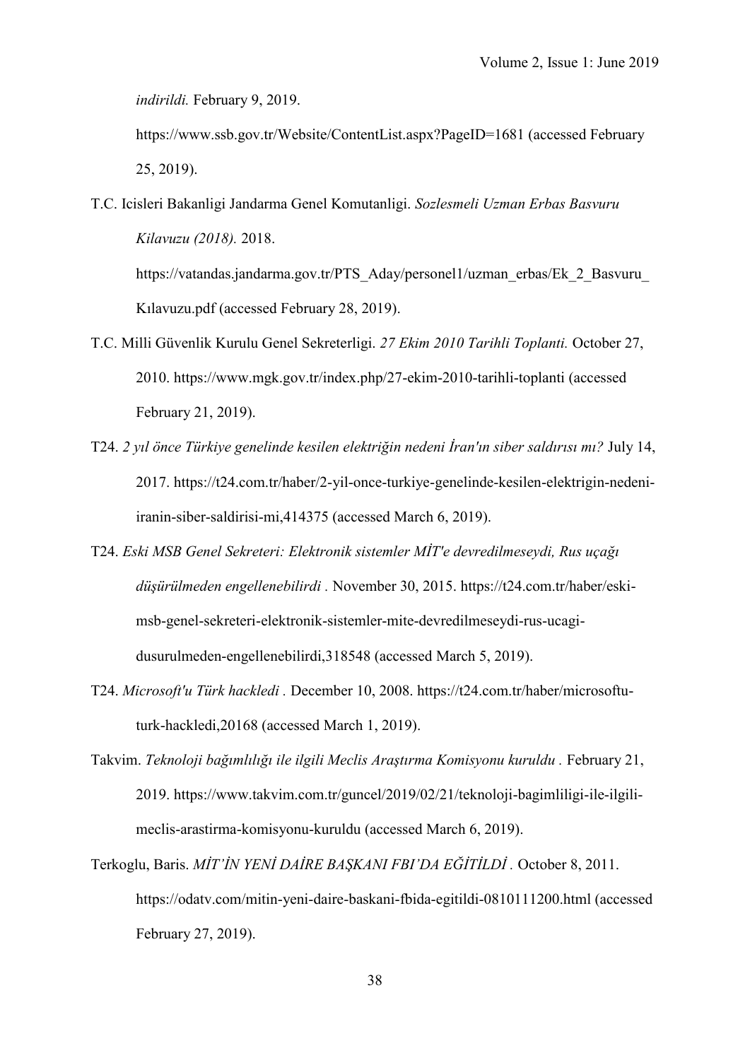*indirildi.* February 9, 2019. https://www.ssb.gov.tr/Website/ContentList.aspx?PageID=1681 (accessed February 25, 2019).

T.C. Icisleri Bakanligi Jandarma Genel Komutanligi. *Sozlesmeli Uzman Erbas Basvuru Kilavuzu (2018).* 2018. https://vatandas.jandarma.gov.tr/PTS_Aday/personel1/uzman_erbas/Ek_2_Basvuru_Kılavuzu.pdf (accessed February 28, 2019).

T.C. Milli Güvenlik Kurulu Genel Sekreterligi. *27 Ekim 2010 Tarihli Toplanti.* October 27, 2010. https://www.mgk.gov.tr/index.php/27-ekim-2010-tarihli-toplanti (accessed February 21, 2019).

T24. *2 yıl önce Türkiye genelinde kesilen elektriğin nedeni İran'ın siber saldırısı mı?* July 14, 2017. https://t24.com.tr/haber/2-yil-once-turkiye-genelinde-kesilen-elektrigin-nedeni-iranin-siber-saldirisi-mi,414375 (accessed March 6, 2019).

T24. *Eski MSB Genel Sekreteri: Elektronik sistemler MİT'e devredilmeseydi, Rus uçağı düşürülmeden engellenebilirdi .* November 30, 2015. https://t24.com.tr/haber/eski-msb-genel-sekreteri-elektronik-sistemler-mite-devredilmeseydi-rus-ucagi-dusurulmeden-engellenebilirdi,318548 (accessed March 5, 2019).

T24. *Microsoft'u Türk hackledi .* December 10, 2008. https://t24.com.tr/haber/microsoftu-turk-hackledi,20168 (accessed March 1, 2019).

Takvim. *Teknoloji bağımlılığı ile ilgili Meclis Araştırma Komisyonu kuruldu .* February 21, 2019. https://www.takvim.com.tr/guncel/2019/02/21/teknoloji-bagimliligi-ile-ilgili-meclis-arastirma-komisyonu-kuruldu (accessed March 6, 2019).

Terkoglu, Baris. *MİT'İN YENİ DAİRE BAŞKANI FBI'DA EĞİTİLDİ .* October 8, 2011. https://odatv.com/mitin-yeni-daire-baskani-fbida-egitildi-0810111200.html (accessed February 27, 2019).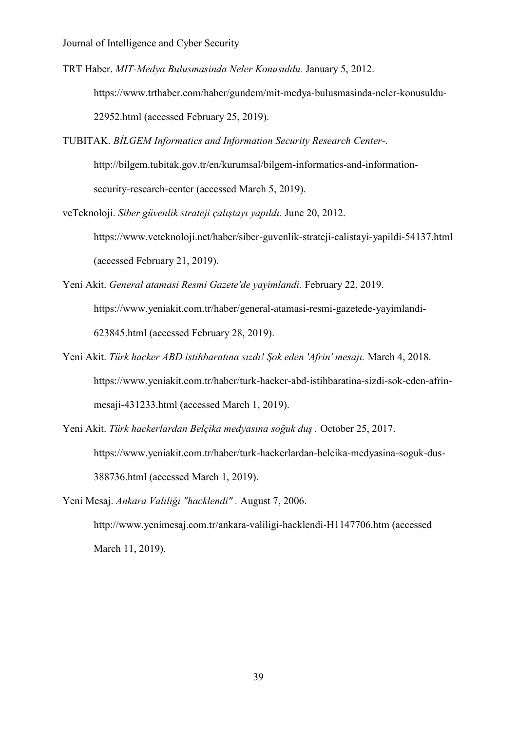TRT Haber. *MIT-Medya Bulusmasinda Neler Konusuldu.* January 5, 2012. https://www.trthaber.com/haber/gundem/mit-medya-bulusmasinda-neler-konusuldu-22952.html (accessed February 25, 2019).

TUBITAK. *BİLGEM Informatics and Information Security Research Center-.* http://bilgem.tubitak.gov.tr/en/kurumsal/bilgem-informatics-and-information-security-research-center (accessed March 5, 2019).

veTeknoloji. *Siber güvenlik strateji çalıştayı yapıldı.* June 20, 2012. https://www.veteknoloji.net/haber/siber-guvenlik-strateji-calistayi-yapildi-54137.html (accessed February 21, 2019).

Yeni Akit. *General atamasi Resmi Gazete'de yayimlandi.* February 22, 2019. https://www.yeniakit.com.tr/haber/general-atamasi-resmi-gazetede-yayimlandi-623845.html (accessed February 28, 2019).

Yeni Akit. *Türk hacker ABD istihbaratına sızdı! Şok eden 'Afrin' mesajı.* March 4, 2018. https://www.yeniakit.com.tr/haber/turk-hacker-abd-istihbaratina-sizdi-sok-eden-afrin-mesaji-431233.html (accessed March 1, 2019).

Yeni Akit. *Türk hackerlardan Belçika medyasına soğuk duş .* October 25, 2017. https://www.yeniakit.com.tr/haber/turk-hackerlardan-belcika-medyasina-soguk-dus-388736.html (accessed March 1, 2019).

Yeni Mesaj. *Ankara Valiliği "hacklendi" .* August 7, 2006. http://www.yenimesaj.com.tr/ankara-valiligi-hacklendi-H1147706.htm (accessed March 11, 2019).